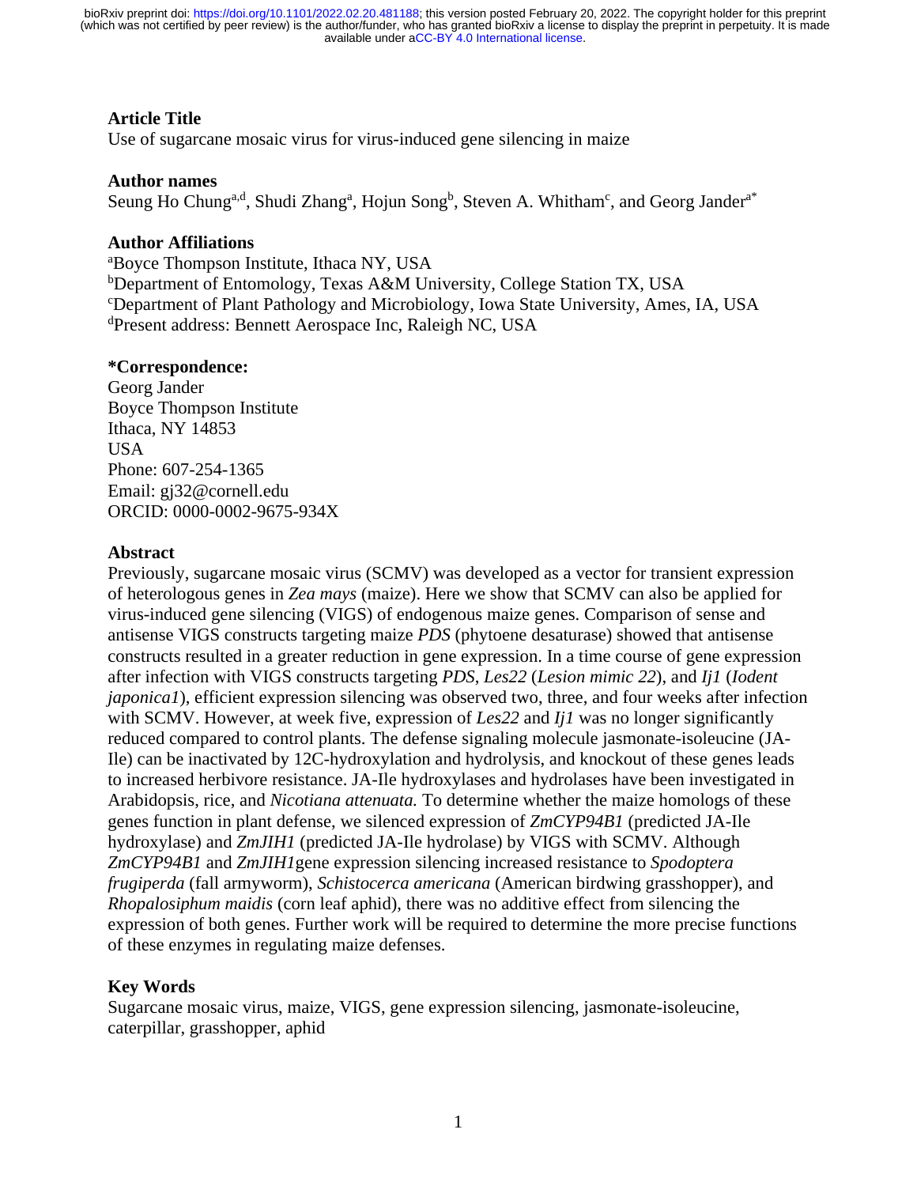## Article Title

Use of sugarcane mosaic virus for virus-induced gene silencing in maize

## Author names

Seung Ho Chung[a,d], Shudi Zhang[a], Hojun Song[b], Steven A. Whitham[c], and Georg Jander[a*]

## Author Affiliations

[a]Boyce Thompson Institute, Ithaca NY, USA
[b]Department of Entomology, Texas A&M University, College Station TX, USA
[c]Department of Plant Pathology and Microbiology, Iowa State University, Ames, IA, USA
[d]Present address: Bennett Aerospace Inc, Raleigh NC, USA

## *Correspondence:

Georg Jander
Boyce Thompson Institute
Ithaca, NY 14853
USA
Phone: 607-254-1365
Email: gj32@cornell.edu
ORCID: 0000-0002-9675-934X

## Abstract

Previously, sugarcane mosaic virus (SCMV) was developed as a vector for transient expression of heterologous genes in *Zea mays* (maize). Here we show that SCMV can also be applied for virus-induced gene silencing (VIGS) of endogenous maize genes. Comparison of sense and antisense VIGS constructs targeting maize *PDS* (phytoene desaturase) showed that antisense constructs resulted in a greater reduction in gene expression. In a time course of gene expression after infection with VIGS constructs targeting *PDS*, *Les22* (*Lesion mimic 22*), and *Ij1* (*Iodent japonica1*), efficient expression silencing was observed two, three, and four weeks after infection with SCMV. However, at week five, expression of *Les22* and *Ij1* was no longer significantly reduced compared to control plants. The defense signaling molecule jasmonate-isoleucine (JA-Ile) can be inactivated by 12C-hydroxylation and hydrolysis, and knockout of these genes leads to increased herbivore resistance. JA-Ile hydroxylases and hydrolases have been investigated in Arabidopsis, rice, and *Nicotiana attenuata.* To determine whether the maize homologs of these genes function in plant defense, we silenced expression of *ZmCYP94B1* (predicted JA-Ile hydroxylase) and *ZmJIH1* (predicted JA-Ile hydrolase) by VIGS with SCMV. Although *ZmCYP94B1* and *ZmJIH1*gene expression silencing increased resistance to *Spodoptera frugiperda* (fall armyworm), *Schistocerca americana* (American birdwing grasshopper), and *Rhopalosiphum maidis* (corn leaf aphid), there was no additive effect from silencing the expression of both genes. Further work will be required to determine the more precise functions of these enzymes in regulating maize defenses.

## Key Words

Sugarcane mosaic virus, maize, VIGS, gene expression silencing, jasmonate-isoleucine, caterpillar, grasshopper, aphid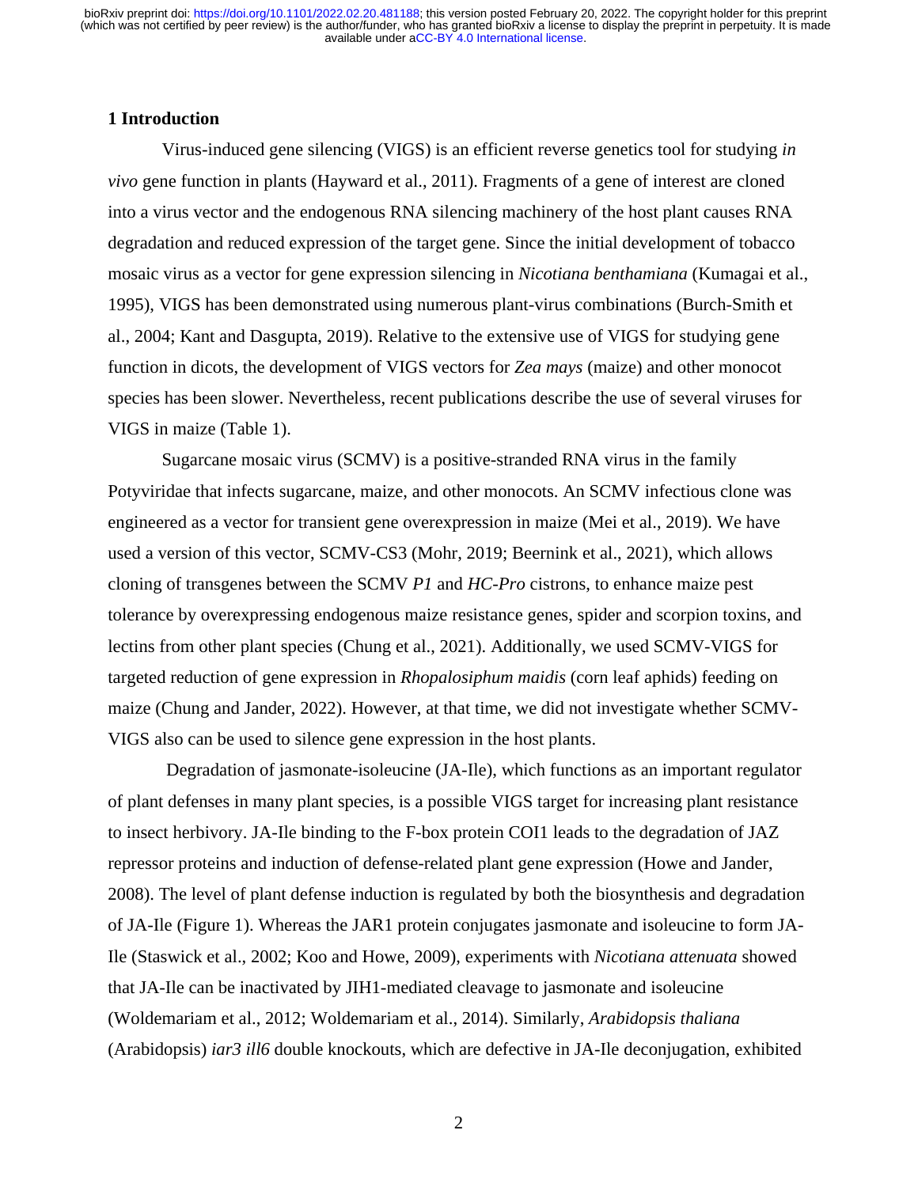## 1 Introduction

Virus-induced gene silencing (VIGS) is an efficient reverse genetics tool for studying *in vivo* gene function in plants (Hayward et al., 2011). Fragments of a gene of interest are cloned into a virus vector and the endogenous RNA silencing machinery of the host plant causes RNA degradation and reduced expression of the target gene. Since the initial development of tobacco mosaic virus as a vector for gene expression silencing in *Nicotiana benthamiana* (Kumagai et al., 1995), VIGS has been demonstrated using numerous plant-virus combinations (Burch-Smith et al., 2004; Kant and Dasgupta, 2019). Relative to the extensive use of VIGS for studying gene function in dicots, the development of VIGS vectors for *Zea mays* (maize) and other monocot species has been slower. Nevertheless, recent publications describe the use of several viruses for VIGS in maize (Table 1).

Sugarcane mosaic virus (SCMV) is a positive-stranded RNA virus in the family Potyviridae that infects sugarcane, maize, and other monocots. An SCMV infectious clone was engineered as a vector for transient gene overexpression in maize (Mei et al., 2019). We have used a version of this vector, SCMV-CS3 (Mohr, 2019; Beernink et al., 2021), which allows cloning of transgenes between the SCMV *P1* and *HC-Pro* cistrons, to enhance maize pest tolerance by overexpressing endogenous maize resistance genes, spider and scorpion toxins, and lectins from other plant species (Chung et al., 2021). Additionally, we used SCMV-VIGS for targeted reduction of gene expression in *Rhopalosiphum maidis* (corn leaf aphids) feeding on maize (Chung and Jander, 2022). However, at that time, we did not investigate whether SCMV-VIGS also can be used to silence gene expression in the host plants.

Degradation of jasmonate-isoleucine (JA-Ile), which functions as an important regulator of plant defenses in many plant species, is a possible VIGS target for increasing plant resistance to insect herbivory. JA-Ile binding to the F-box protein COI1 leads to the degradation of JAZ repressor proteins and induction of defense-related plant gene expression (Howe and Jander, 2008). The level of plant defense induction is regulated by both the biosynthesis and degradation of JA-Ile (Figure 1). Whereas the JAR1 protein conjugates jasmonate and isoleucine to form JA-Ile (Staswick et al., 2002; Koo and Howe, 2009), experiments with *Nicotiana attenuata* showed that JA-Ile can be inactivated by JIH1-mediated cleavage to jasmonate and isoleucine (Woldemariam et al., 2012; Woldemariam et al., 2014). Similarly, *Arabidopsis thaliana* (Arabidopsis) *iar3 ill6* double knockouts, which are defective in JA-Ile deconjugation, exhibited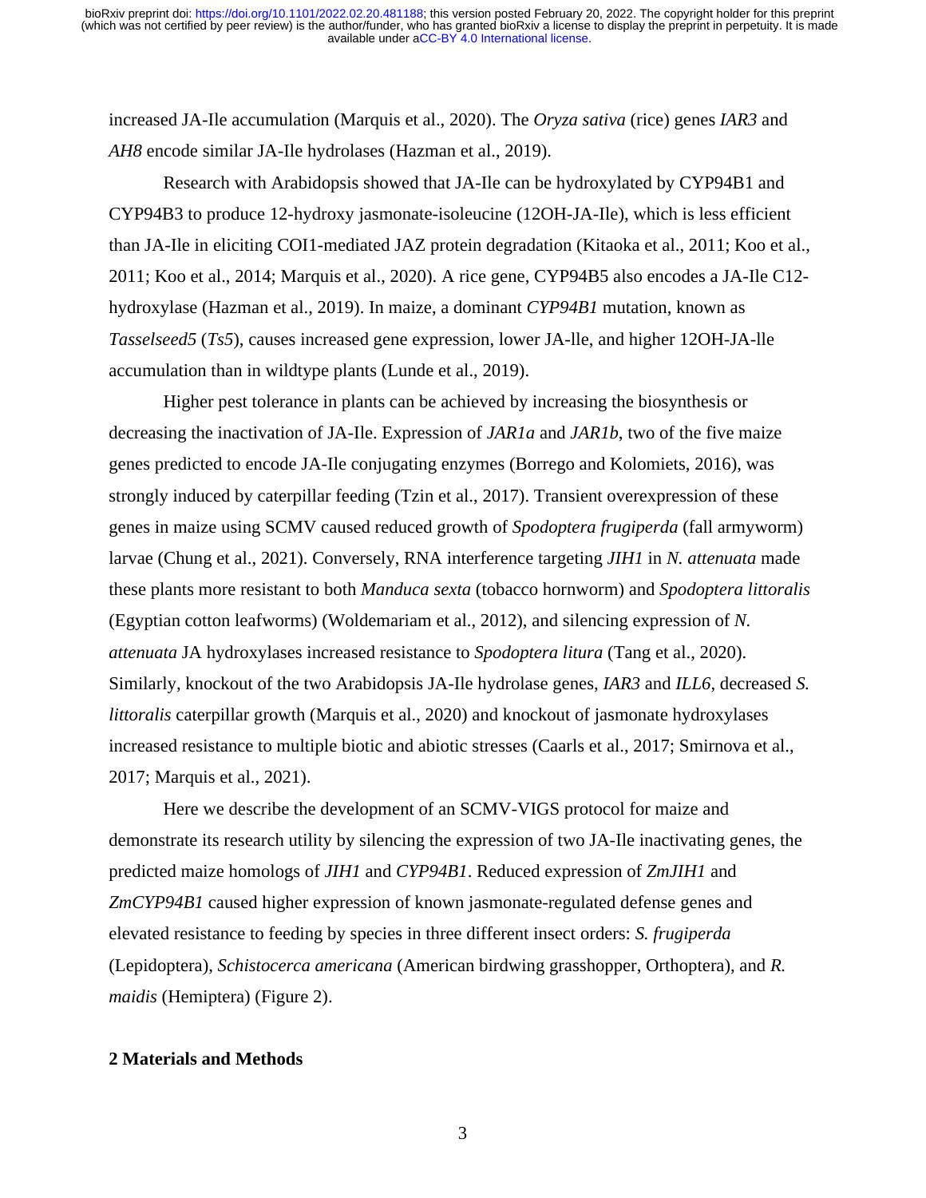increased JA-Ile accumulation (Marquis et al., 2020). The *Oryza sativa* (rice) genes *IAR3* and *AH8* encode similar JA-Ile hydrolases (Hazman et al., 2019).

Research with Arabidopsis showed that JA-Ile can be hydroxylated by CYP94B1 and CYP94B3 to produce 12-hydroxy jasmonate-isoleucine (12OH-JA-Ile), which is less efficient than JA-Ile in eliciting COI1-mediated JAZ protein degradation (Kitaoka et al., 2011; Koo et al., 2011; Koo et al., 2014; Marquis et al., 2020). A rice gene, CYP94B5 also encodes a JA-Ile C12-hydroxylase (Hazman et al., 2019). In maize, a dominant *CYP94B1* mutation, known as *Tasselseed5* (*Ts5*), causes increased gene expression, lower JA-lle, and higher 12OH-JA-lle accumulation than in wildtype plants (Lunde et al., 2019).

Higher pest tolerance in plants can be achieved by increasing the biosynthesis or decreasing the inactivation of JA-Ile. Expression of *JAR1a* and *JAR1b*, two of the five maize genes predicted to encode JA-Ile conjugating enzymes (Borrego and Kolomiets, 2016), was strongly induced by caterpillar feeding (Tzin et al., 2017). Transient overexpression of these genes in maize using SCMV caused reduced growth of *Spodoptera frugiperda* (fall armyworm) larvae (Chung et al., 2021). Conversely, RNA interference targeting *JIH1* in *N. attenuata* made these plants more resistant to both *Manduca sexta* (tobacco hornworm) and *Spodoptera littoralis* (Egyptian cotton leafworms) (Woldemariam et al., 2012), and silencing expression of *N. attenuata* JA hydroxylases increased resistance to *Spodoptera litura* (Tang et al., 2020). Similarly, knockout of the two Arabidopsis JA-Ile hydrolase genes, *IAR3* and *ILL6*, decreased *S. littoralis* caterpillar growth (Marquis et al., 2020) and knockout of jasmonate hydroxylases increased resistance to multiple biotic and abiotic stresses (Caarls et al., 2017; Smirnova et al., 2017; Marquis et al., 2021).

Here we describe the development of an SCMV-VIGS protocol for maize and demonstrate its research utility by silencing the expression of two JA-Ile inactivating genes, the predicted maize homologs of *JIH1* and *CYP94B1*. Reduced expression of *ZmJIH1* and *ZmCYP94B1* caused higher expression of known jasmonate-regulated defense genes and elevated resistance to feeding by species in three different insect orders: *S. frugiperda* (Lepidoptera), *Schistocerca americana* (American birdwing grasshopper, Orthoptera), and *R. maidis* (Hemiptera) (Figure 2).

## 2 Materials and Methods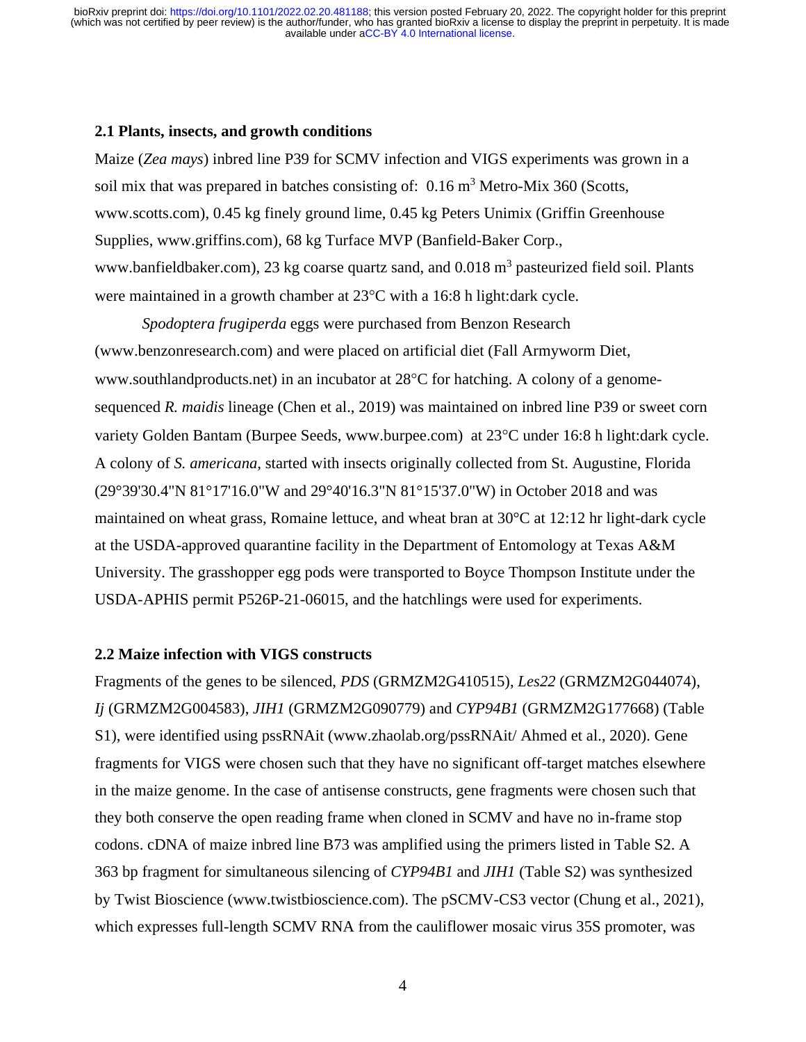### 2.1 Plants, insects, and growth conditions

Maize (*Zea mays*) inbred line P39 for SCMV infection and VIGS experiments was grown in a soil mix that was prepared in batches consisting of: 0.16 $m^3$ Metro-Mix 360 (Scotts, www.scotts.com), 0.45 kg finely ground lime, 0.45 kg Peters Unimix (Griffin Greenhouse Supplies, www.griffins.com), 68 kg Turface MVP (Banfield-Baker Corp., www.banfieldbaker.com), 23 kg coarse quartz sand, and 0.018 $m^3$ pasteurized field soil. Plants were maintained in a growth chamber at 23°C with a 16:8 h light:dark cycle.

*Spodoptera frugiperda* eggs were purchased from Benzon Research (www.benzonresearch.com) and were placed on artificial diet (Fall Armyworm Diet, www.southlandproducts.net) in an incubator at 28°C for hatching. A colony of a genome-sequenced *R. maidis* lineage (Chen et al., 2019) was maintained on inbred line P39 or sweet corn variety Golden Bantam (Burpee Seeds, www.burpee.com) at 23°C under 16:8 h light:dark cycle. A colony of *S. americana*, started with insects originally collected from St. Augustine, Florida (29°39'30.4"N 81°17'16.0"W and 29°40'16.3"N 81°15'37.0"W) in October 2018 and was maintained on wheat grass, Romaine lettuce, and wheat bran at 30°C at 12:12 hr light-dark cycle at the USDA-approved quarantine facility in the Department of Entomology at Texas A&M University. The grasshopper egg pods were transported to Boyce Thompson Institute under the USDA-APHIS permit P526P-21-06015, and the hatchlings were used for experiments.

### 2.2 Maize infection with VIGS constructs

Fragments of the genes to be silenced, *PDS* (GRMZM2G410515), *Les22* (GRMZM2G044074), *Ij* (GRMZM2G004583), *JIH1* (GRMZM2G090779) and *CYP94B1* (GRMZM2G177668) (Table S1), were identified using pssRNAit (www.zhaolab.org/pssRNAit/ Ahmed et al., 2020). Gene fragments for VIGS were chosen such that they have no significant off-target matches elsewhere in the maize genome. In the case of antisense constructs, gene fragments were chosen such that they both conserve the open reading frame when cloned in SCMV and have no in-frame stop codons. cDNA of maize inbred line B73 was amplified using the primers listed in Table S2. A 363 bp fragment for simultaneous silencing of *CYP94B1* and *JIH1* (Table S2) was synthesized by Twist Bioscience (www.twistbioscience.com). The pSCMV-CS3 vector (Chung et al., 2021), which expresses full-length SCMV RNA from the cauliflower mosaic virus 35S promoter, was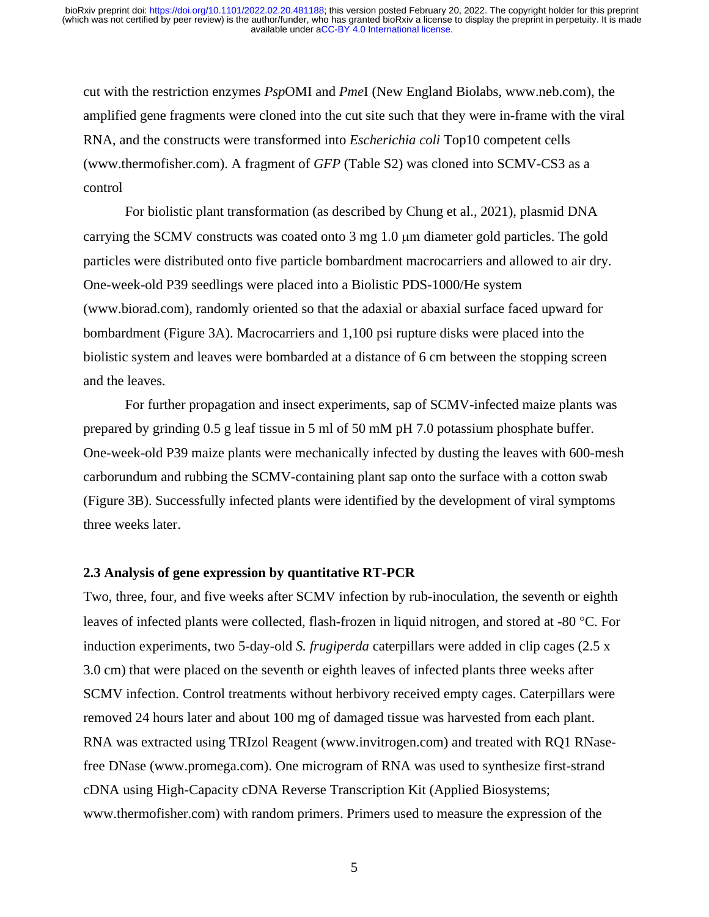cut with the restriction enzymes *Psp*OMI and *Pme*I (New England Biolabs, www.neb.com), the amplified gene fragments were cloned into the cut site such that they were in-frame with the viral RNA, and the constructs were transformed into *Escherichia coli* Top10 competent cells (www.thermofisher.com). A fragment of *GFP* (Table S2) was cloned into SCMV-CS3 as a control

For biolistic plant transformation (as described by Chung et al., 2021), plasmid DNA carrying the SCMV constructs was coated onto 3 mg 1.0 μm diameter gold particles. The gold particles were distributed onto five particle bombardment macrocarriers and allowed to air dry. One-week-old P39 seedlings were placed into a Biolistic PDS-1000/He system (www.biorad.com), randomly oriented so that the adaxial or abaxial surface faced upward for bombardment (Figure 3A). Macrocarriers and 1,100 psi rupture disks were placed into the biolistic system and leaves were bombarded at a distance of 6 cm between the stopping screen and the leaves.

For further propagation and insect experiments, sap of SCMV-infected maize plants was prepared by grinding 0.5 g leaf tissue in 5 ml of 50 mM pH 7.0 potassium phosphate buffer. One-week-old P39 maize plants were mechanically infected by dusting the leaves with 600-mesh carborundum and rubbing the SCMV-containing plant sap onto the surface with a cotton swab (Figure 3B). Successfully infected plants were identified by the development of viral symptoms three weeks later.

### 2.3 Analysis of gene expression by quantitative RT-PCR

Two, three, four, and five weeks after SCMV infection by rub-inoculation, the seventh or eighth leaves of infected plants were collected, flash-frozen in liquid nitrogen, and stored at -80 °C. For induction experiments, two 5-day-old *S. frugiperda* caterpillars were added in clip cages (2.5 x 3.0 cm) that were placed on the seventh or eighth leaves of infected plants three weeks after SCMV infection. Control treatments without herbivory received empty cages. Caterpillars were removed 24 hours later and about 100 mg of damaged tissue was harvested from each plant. RNA was extracted using TRIzol Reagent (www.invitrogen.com) and treated with RQ1 RNase-free DNase (www.promega.com). One microgram of RNA was used to synthesize first-strand cDNA using High-Capacity cDNA Reverse Transcription Kit (Applied Biosystems; www.thermofisher.com) with random primers. Primers used to measure the expression of the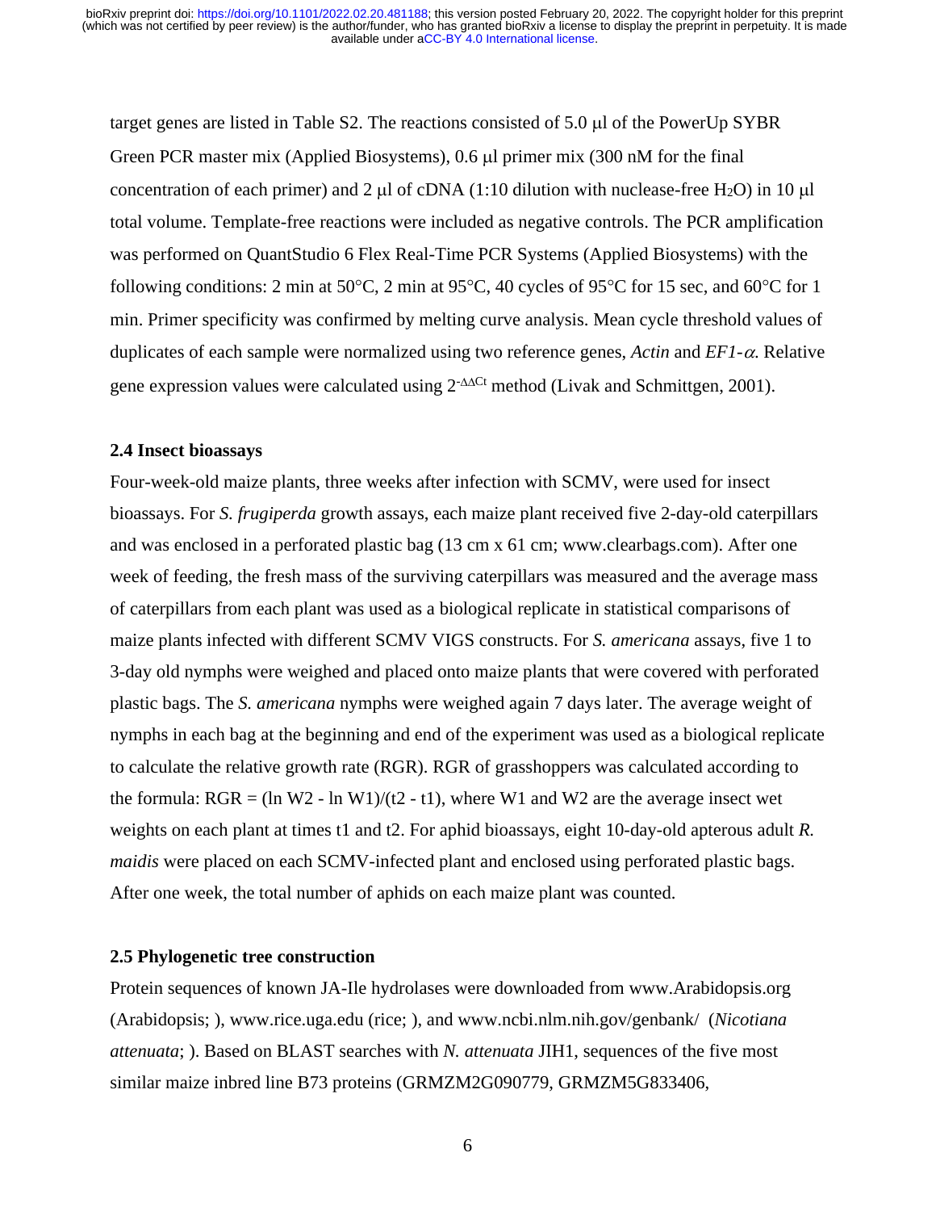target genes are listed in Table S2. The reactions consisted of 5.0 μl of the PowerUp SYBR Green PCR master mix (Applied Biosystems), 0.6 μl primer mix (300 nM for the final concentration of each primer) and 2 μl of cDNA (1:10 dilution with nuclease-free $H_2O$) in 10 μl total volume. Template-free reactions were included as negative controls. The PCR amplification was performed on QuantStudio 6 Flex Real-Time PCR Systems (Applied Biosystems) with the following conditions: 2 min at 50°C, 2 min at 95°C, 40 cycles of 95°C for 15 sec, and 60°C for 1 min. Primer specificity was confirmed by melting curve analysis. Mean cycle threshold values of duplicates of each sample were normalized using two reference genes, *Actin* and *EF1-α*. Relative gene expression values were calculated using $2^{-\Delta\Delta Ct}$ method (Livak and Schmittgen, 2001).

### 2.4 Insect bioassays

Four-week-old maize plants, three weeks after infection with SCMV, were used for insect bioassays. For *S. frugiperda* growth assays, each maize plant received five 2-day-old caterpillars and was enclosed in a perforated plastic bag (13 cm x 61 cm; www.clearbags.com). After one week of feeding, the fresh mass of the surviving caterpillars was measured and the average mass of caterpillars from each plant was used as a biological replicate in statistical comparisons of maize plants infected with different SCMV VIGS constructs. For *S. americana* assays, five 1 to 3-day old nymphs were weighed and placed onto maize plants that were covered with perforated plastic bags. The *S. americana* nymphs were weighed again 7 days later. The average weight of nymphs in each bag at the beginning and end of the experiment was used as a biological replicate to calculate the relative growth rate (RGR). RGR of grasshoppers was calculated according to the formula: $RGR = (\ln W2 - \ln W1)/(t2 - t1)$, where W1 and W2 are the average insect wet weights on each plant at times t1 and t2. For aphid bioassays, eight 10-day-old apterous adult *R. maidis* were placed on each SCMV-infected plant and enclosed using perforated plastic bags. After one week, the total number of aphids on each maize plant was counted.

### 2.5 Phylogenetic tree construction

Protein sequences of known JA-Ile hydrolases were downloaded from www.Arabidopsis.org (Arabidopsis; ), www.rice.uga.edu (rice; ), and www.ncbi.nlm.nih.gov/genbank/ (*Nicotiana attenuata*; ). Based on BLAST searches with *N. attenuata* JIH1, sequences of the five most similar maize inbred line B73 proteins (GRMZM2G090779, GRMZM5G833406,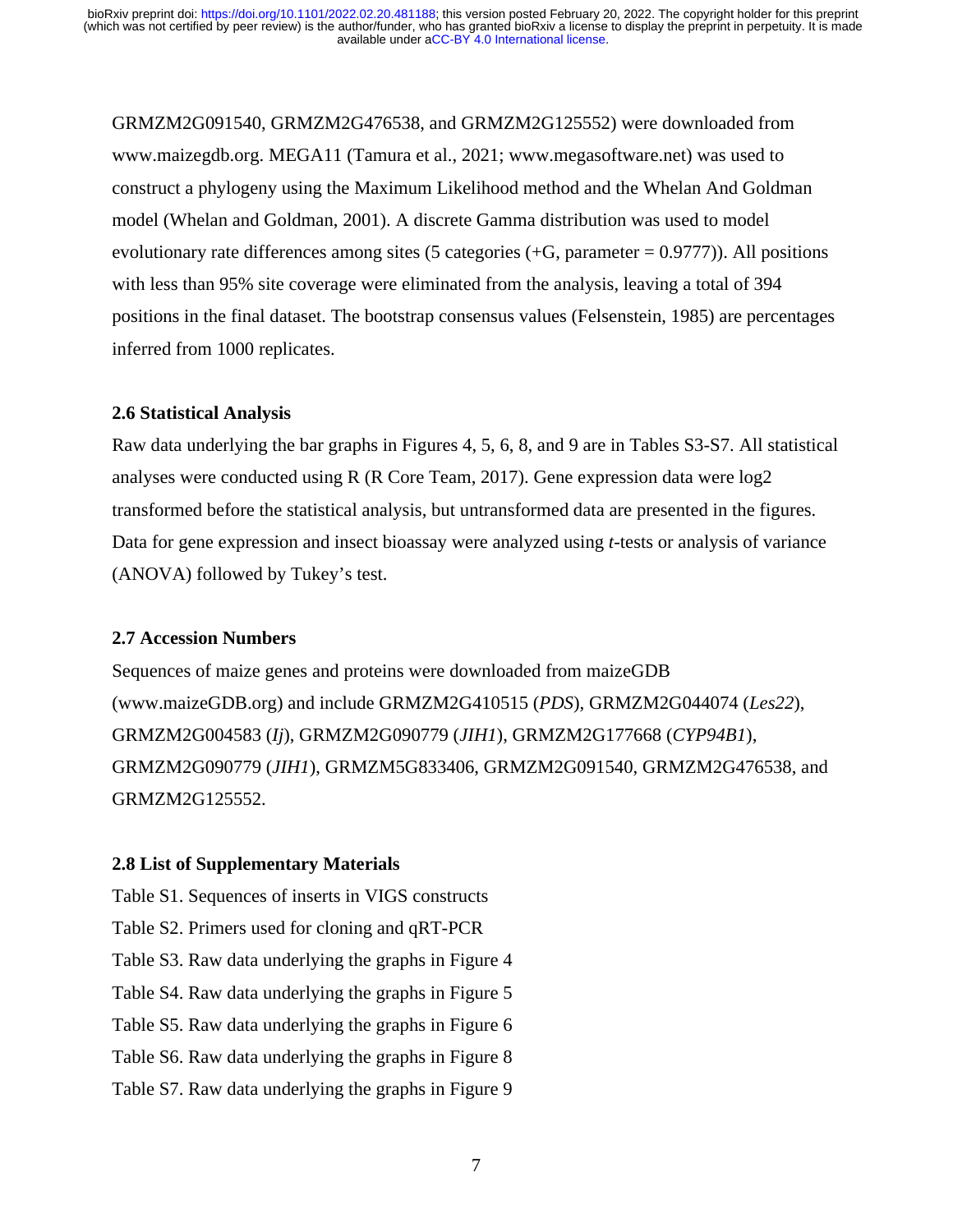GRMZM2G091540, GRMZM2G476538, and GRMZM2G125552) were downloaded from www.maizegdb.org. MEGA11 (Tamura et al., 2021; www.megasoftware.net) was used to construct a phylogeny using the Maximum Likelihood method and the Whelan And Goldman model (Whelan and Goldman, 2001). A discrete Gamma distribution was used to model evolutionary rate differences among sites (5 categories (+G, parameter = 0.9777)). All positions with less than 95% site coverage were eliminated from the analysis, leaving a total of 394 positions in the final dataset. The bootstrap consensus values (Felsenstein, 1985) are percentages inferred from 1000 replicates.

### 2.6 Statistical Analysis

Raw data underlying the bar graphs in Figures 4, 5, 6, 8, and 9 are in Tables S3-S7. All statistical analyses were conducted using R (R Core Team, 2017). Gene expression data were log2 transformed before the statistical analysis, but untransformed data are presented in the figures. Data for gene expression and insect bioassay were analyzed using *t*-tests or analysis of variance (ANOVA) followed by Tukey's test.

### 2.7 Accession Numbers

Sequences of maize genes and proteins were downloaded from maizeGDB (www.maizeGDB.org) and include GRMZM2G410515 (*PDS*), GRMZM2G044074 (*Les22*), GRMZM2G004583 (*Ij*), GRMZM2G090779 (*JIH1*), GRMZM2G177668 (*CYP94B1*), GRMZM2G090779 (*JIH1*), GRMZM5G833406, GRMZM2G091540, GRMZM2G476538, and GRMZM2G125552.

### 2.8 List of Supplementary Materials

Table S1. Sequences of inserts in VIGS constructs
Table S2. Primers used for cloning and qRT-PCR
Table S3. Raw data underlying the graphs in Figure 4
Table S4. Raw data underlying the graphs in Figure 5
Table S5. Raw data underlying the graphs in Figure 6
Table S6. Raw data underlying the graphs in Figure 8
Table S7. Raw data underlying the graphs in Figure 9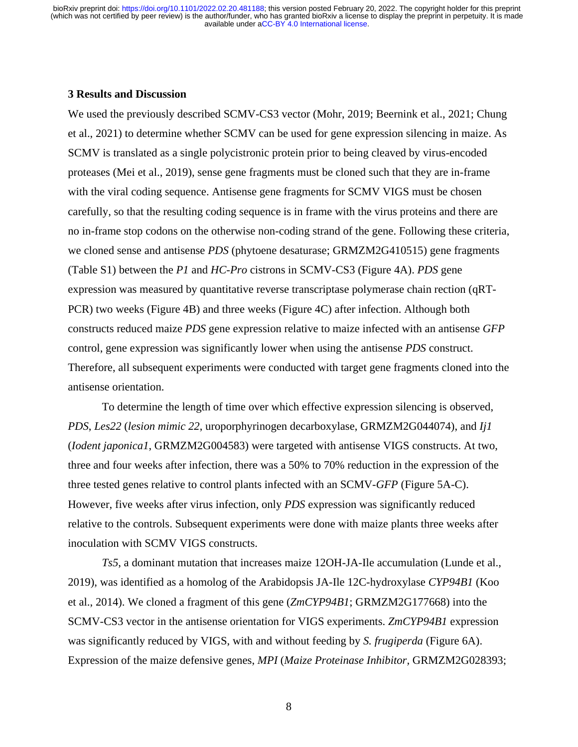### 3 Results and Discussion

We used the previously described SCMV-CS3 vector (Mohr, 2019; Beernink et al., 2021; Chung et al., 2021) to determine whether SCMV can be used for gene expression silencing in maize. As SCMV is translated as a single polycistronic protein prior to being cleaved by virus-encoded proteases (Mei et al., 2019), sense gene fragments must be cloned such that they are in-frame with the viral coding sequence. Antisense gene fragments for SCMV VIGS must be chosen carefully, so that the resulting coding sequence is in frame with the virus proteins and there are no in-frame stop codons on the otherwise non-coding strand of the gene. Following these criteria, we cloned sense and antisense *PDS* (phytoene desaturase; GRMZM2G410515) gene fragments (Table S1) between the *P1* and *HC-Pro* cistrons in SCMV-CS3 (Figure 4A). *PDS* gene expression was measured by quantitative reverse transcriptase polymerase chain rection (qRT-PCR) two weeks (Figure 4B) and three weeks (Figure 4C) after infection. Although both constructs reduced maize *PDS* gene expression relative to maize infected with an antisense *GFP* control, gene expression was significantly lower when using the antisense *PDS* construct. Therefore, all subsequent experiments were conducted with target gene fragments cloned into the antisense orientation.

To determine the length of time over which effective expression silencing is observed, *PDS*, *Les22* (*lesion mimic 22*, uroporphyrinogen decarboxylase, GRMZM2G044074), and *Ij1* (*Iodent japonica1*, GRMZM2G004583) were targeted with antisense VIGS constructs. At two, three and four weeks after infection, there was a 50% to 70% reduction in the expression of the three tested genes relative to control plants infected with an SCMV-*GFP* (Figure 5A-C). However, five weeks after virus infection, only *PDS* expression was significantly reduced relative to the controls. Subsequent experiments were done with maize plants three weeks after inoculation with SCMV VIGS constructs.

*Ts5*, a dominant mutation that increases maize 12OH-JA-Ile accumulation (Lunde et al., 2019), was identified as a homolog of the Arabidopsis JA-Ile 12C-hydroxylase *CYP94B1* (Koo et al., 2014). We cloned a fragment of this gene (*ZmCYP94B1*; GRMZM2G177668) into the SCMV-CS3 vector in the antisense orientation for VIGS experiments. *ZmCYP94B1* expression was significantly reduced by VIGS, with and without feeding by *S. frugiperda* (Figure 6A). Expression of the maize defensive genes, *MPI* (*Maize Proteinase Inhibitor,* GRMZM2G028393;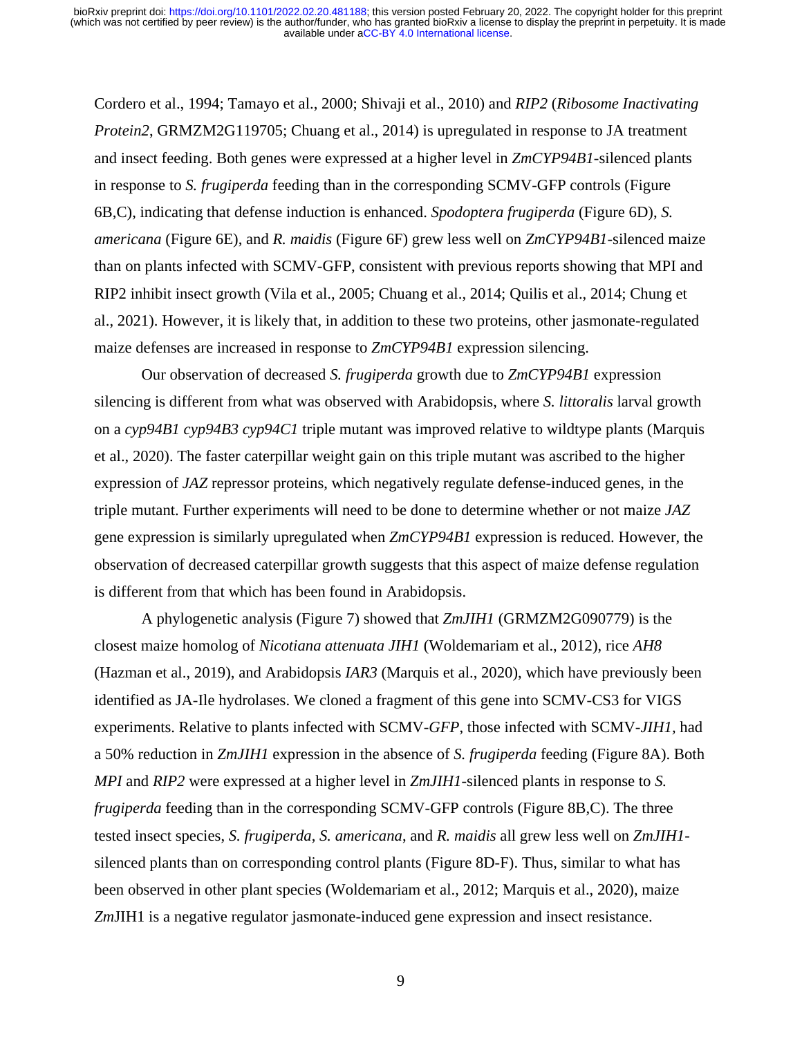Cordero et al., 1994; Tamayo et al., 2000; Shivaji et al., 2010) and *RIP2* (*Ribosome Inactivating Protein2*, GRMZM2G119705; Chuang et al., 2014) is upregulated in response to JA treatment and insect feeding. Both genes were expressed at a higher level in *ZmCYP94B1*-silenced plants in response to *S. frugiperda* feeding than in the corresponding SCMV-GFP controls (Figure 6B,C), indicating that defense induction is enhanced. *Spodoptera frugiperda* (Figure 6D), *S. americana* (Figure 6E), and *R. maidis* (Figure 6F) grew less well on *ZmCYP94B1*-silenced maize than on plants infected with SCMV-GFP, consistent with previous reports showing that MPI and RIP2 inhibit insect growth (Vila et al., 2005; Chuang et al., 2014; Quilis et al., 2014; Chung et al., 2021). However, it is likely that, in addition to these two proteins, other jasmonate-regulated maize defenses are increased in response to *ZmCYP94B1* expression silencing.

Our observation of decreased *S. frugiperda* growth due to *ZmCYP94B1* expression silencing is different from what was observed with Arabidopsis, where *S. littoralis* larval growth on a *cyp94B1 cyp94B3 cyp94C1* triple mutant was improved relative to wildtype plants (Marquis et al., 2020). The faster caterpillar weight gain on this triple mutant was ascribed to the higher expression of *JAZ* repressor proteins, which negatively regulate defense-induced genes, in the triple mutant. Further experiments will need to be done to determine whether or not maize *JAZ* gene expression is similarly upregulated when *ZmCYP94B1* expression is reduced. However, the observation of decreased caterpillar growth suggests that this aspect of maize defense regulation is different from that which has been found in Arabidopsis.

A phylogenetic analysis (Figure 7) showed that *ZmJIH1* (GRMZM2G090779) is the closest maize homolog of *Nicotiana attenuata JIH1* (Woldemariam et al., 2012), rice *AH8* (Hazman et al., 2019), and Arabidopsis *IAR3* (Marquis et al., 2020), which have previously been identified as JA-Ile hydrolases. We cloned a fragment of this gene into SCMV-CS3 for VIGS experiments. Relative to plants infected with SCMV-*GFP*, those infected with SCMV-*JIH1*, had a 50% reduction in *ZmJIH1* expression in the absence of *S. frugiperda* feeding (Figure 8A). Both *MPI* and *RIP2* were expressed at a higher level in *ZmJIH1*-silenced plants in response to *S. frugiperda* feeding than in the corresponding SCMV-GFP controls (Figure 8B,C). The three tested insect species, *S. frugiperda*, *S. americana*, and *R. maidis* all grew less well on *ZmJIH1*-silenced plants than on corresponding control plants (Figure 8D-F). Thus, similar to what has been observed in other plant species (Woldemariam et al., 2012; Marquis et al., 2020), maize *Zm*JIH1 is a negative regulator jasmonate-induced gene expression and insect resistance.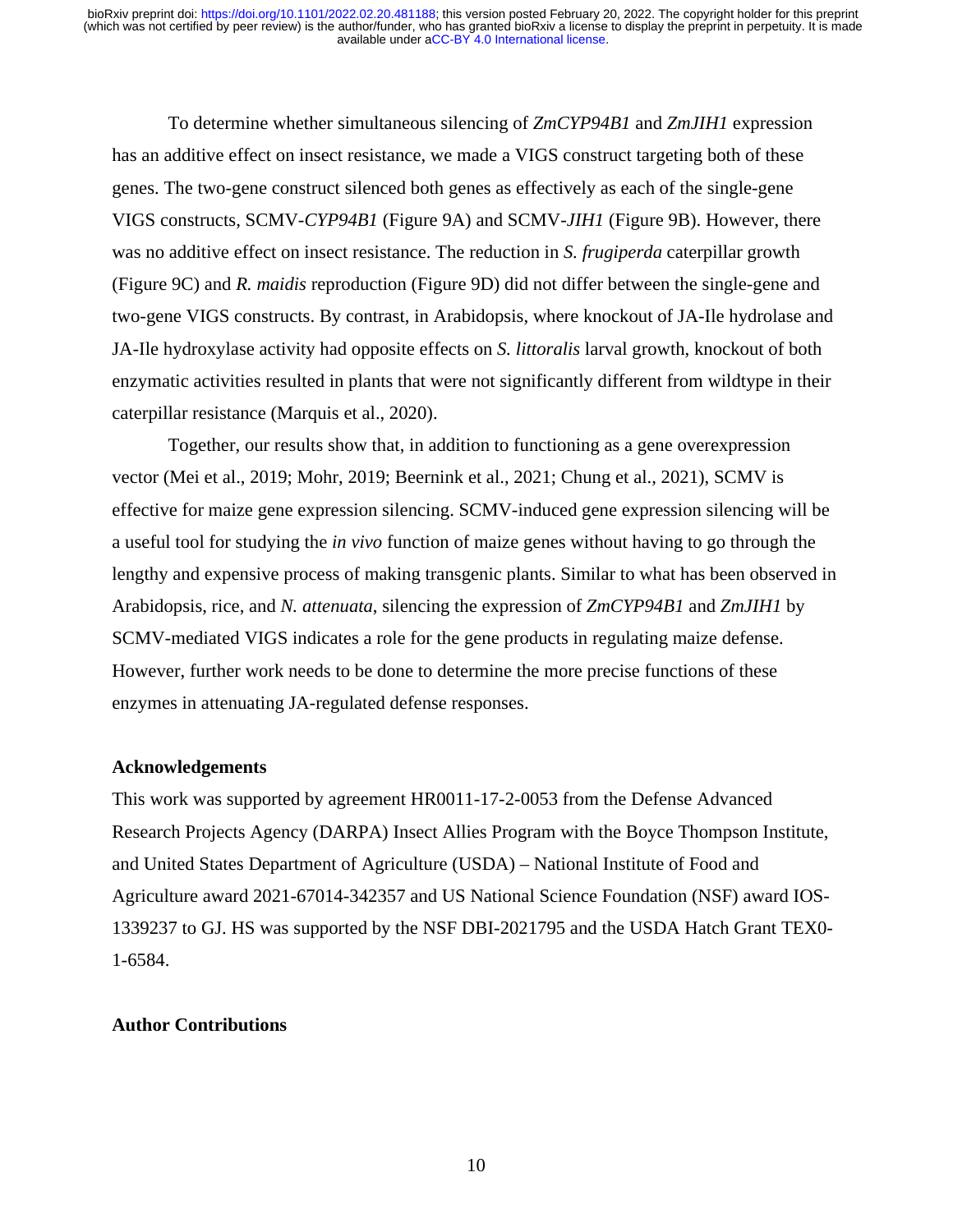To determine whether simultaneous silencing of *ZmCYP94B1* and *ZmJIH1* expression has an additive effect on insect resistance, we made a VIGS construct targeting both of these genes. The two-gene construct silenced both genes as effectively as each of the single-gene VIGS constructs, SCMV-*CYP94B1* (Figure 9A) and SCMV-*JIH1* (Figure 9B). However, there was no additive effect on insect resistance. The reduction in *S. frugiperda* caterpillar growth (Figure 9C) and *R. maidis* reproduction (Figure 9D) did not differ between the single-gene and two-gene VIGS constructs. By contrast, in Arabidopsis, where knockout of JA-Ile hydrolase and JA-Ile hydroxylase activity had opposite effects on *S. littoralis* larval growth, knockout of both enzymatic activities resulted in plants that were not significantly different from wildtype in their caterpillar resistance (Marquis et al., 2020).

Together, our results show that, in addition to functioning as a gene overexpression vector (Mei et al., 2019; Mohr, 2019; Beernink et al., 2021; Chung et al., 2021), SCMV is effective for maize gene expression silencing. SCMV-induced gene expression silencing will be a useful tool for studying the *in vivo* function of maize genes without having to go through the lengthy and expensive process of making transgenic plants. Similar to what has been observed in Arabidopsis, rice, and *N. attenuata*, silencing the expression of *ZmCYP94B1* and *ZmJIH1* by SCMV-mediated VIGS indicates a role for the gene products in regulating maize defense. However, further work needs to be done to determine the more precise functions of these enzymes in attenuating JA-regulated defense responses.

## Acknowledgements

This work was supported by agreement HR0011-17-2-0053 from the Defense Advanced Research Projects Agency (DARPA) Insect Allies Program with the Boyce Thompson Institute, and United States Department of Agriculture (USDA) – National Institute of Food and Agriculture award 2021-67014-342357 and US National Science Foundation (NSF) award IOS-1339237 to GJ. HS was supported by the NSF DBI-2021795 and the USDA Hatch Grant TEX0-1-6584.

## Author Contributions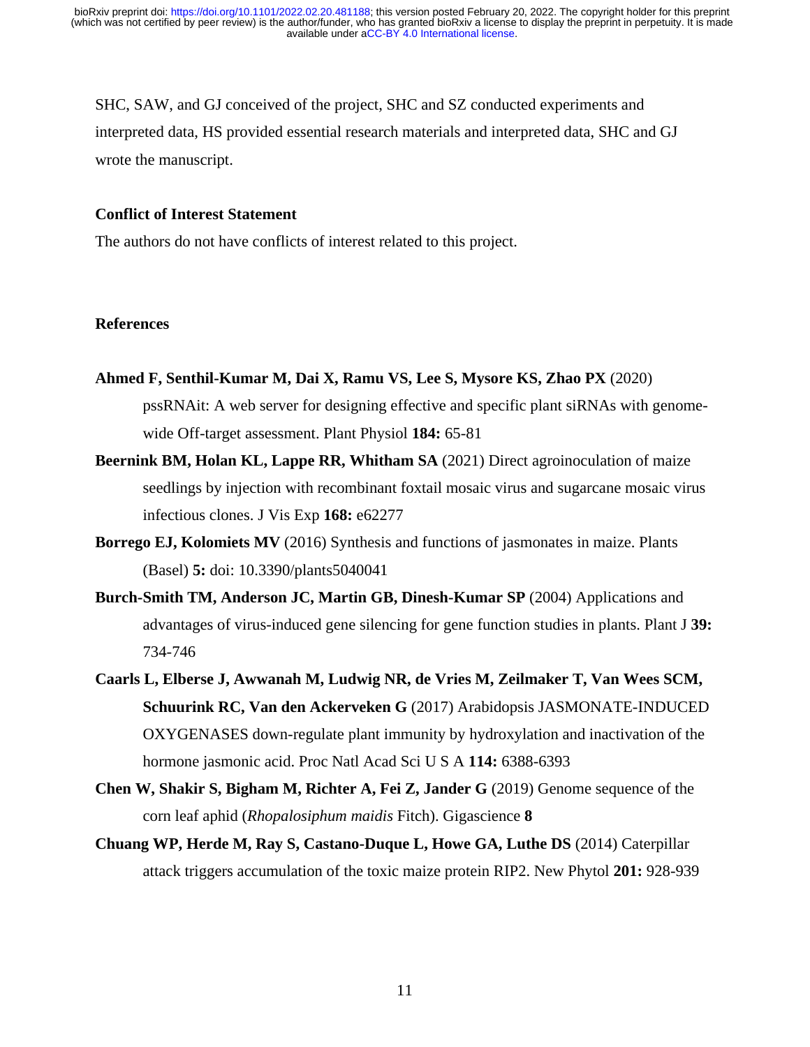SHC, SAW, and GJ conceived of the project, SHC and SZ conducted experiments and interpreted data, HS provided essential research materials and interpreted data, SHC and GJ wrote the manuscript.

### Conflict of Interest Statement

The authors do not have conflicts of interest related to this project.

### References

**Ahmed F, Senthil-Kumar M, Dai X, Ramu VS, Lee S, Mysore KS, Zhao PX** (2020) pssRNAit: A web server for designing effective and specific plant siRNAs with genome-wide Off-target assessment. Plant Physiol **184:** 65-81

**Beernink BM, Holan KL, Lappe RR, Whitham SA** (2021) Direct agroinoculation of maize seedlings by injection with recombinant foxtail mosaic virus and sugarcane mosaic virus infectious clones. J Vis Exp **168:** e62277

**Borrego EJ, Kolomiets MV** (2016) Synthesis and functions of jasmonates in maize. Plants (Basel) **5:** doi: 10.3390/plants5040041

**Burch-Smith TM, Anderson JC, Martin GB, Dinesh-Kumar SP** (2004) Applications and advantages of virus-induced gene silencing for gene function studies in plants. Plant J **39:** 734-746

**Caarls L, Elberse J, Awwanah M, Ludwig NR, de Vries M, Zeilmaker T, Van Wees SCM, Schuurink RC, Van den Ackerveken G** (2017) Arabidopsis JASMONATE-INDUCED OXYGENASES down-regulate plant immunity by hydroxylation and inactivation of the hormone jasmonic acid. Proc Natl Acad Sci U S A **114:** 6388-6393

**Chen W, Shakir S, Bigham M, Richter A, Fei Z, Jander G** (2019) Genome sequence of the corn leaf aphid (*Rhopalosiphum maidis* Fitch). Gigascience **8**

**Chuang WP, Herde M, Ray S, Castano-Duque L, Howe GA, Luthe DS** (2014) Caterpillar attack triggers accumulation of the toxic maize protein RIP2. New Phytol **201:** 928-939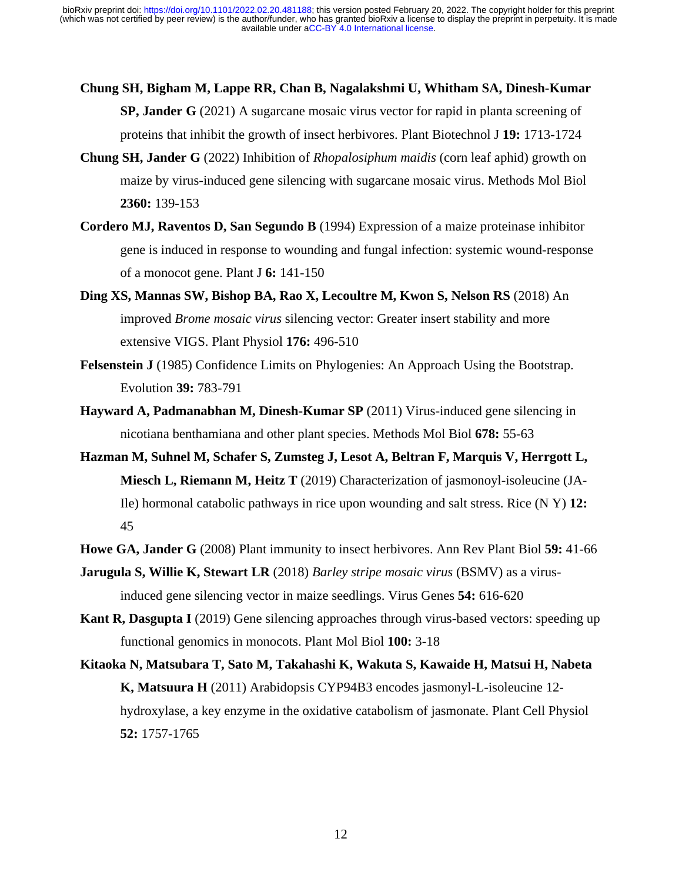**Chung SH, Bigham M, Lappe RR, Chan B, Nagalakshmi U, Whitham SA, Dinesh-Kumar SP, Jander G** (2021) A sugarcane mosaic virus vector for rapid in planta screening of proteins that inhibit the growth of insect herbivores. Plant Biotechnol J **19:** 1713-1724

**Chung SH, Jander G** (2022) Inhibition of *Rhopalosiphum maidis* (corn leaf aphid) growth on maize by virus-induced gene silencing with sugarcane mosaic virus. Methods Mol Biol **2360:** 139-153

**Cordero MJ, Raventos D, San Segundo B** (1994) Expression of a maize proteinase inhibitor gene is induced in response to wounding and fungal infection: systemic wound-response of a monocot gene. Plant J **6:** 141-150

**Ding XS, Mannas SW, Bishop BA, Rao X, Lecoultre M, Kwon S, Nelson RS** (2018) An improved *Brome mosaic virus* silencing vector: Greater insert stability and more extensive VIGS. Plant Physiol **176:** 496-510

**Felsenstein J** (1985) Confidence Limits on Phylogenies: An Approach Using the Bootstrap. Evolution **39:** 783-791

**Hayward A, Padmanabhan M, Dinesh-Kumar SP** (2011) Virus-induced gene silencing in nicotiana benthamiana and other plant species. Methods Mol Biol **678:** 55-63

**Hazman M, Suhnel M, Schafer S, Zumsteg J, Lesot A, Beltran F, Marquis V, Herrgott L, Miesch L, Riemann M, Heitz T** (2019) Characterization of jasmonoyl-isoleucine (JA-Ile) hormonal catabolic pathways in rice upon wounding and salt stress. Rice (N Y) **12:** 45

**Howe GA, Jander G** (2008) Plant immunity to insect herbivores. Ann Rev Plant Biol **59:** 41-66

**Jarugula S, Willie K, Stewart LR** (2018) *Barley stripe mosaic virus* (BSMV) as a virus-induced gene silencing vector in maize seedlings. Virus Genes **54:** 616-620

**Kant R, Dasgupta I** (2019) Gene silencing approaches through virus-based vectors: speeding up functional genomics in monocots. Plant Mol Biol **100:** 3-18

**Kitaoka N, Matsubara T, Sato M, Takahashi K, Wakuta S, Kawaide H, Matsui H, Nabeta K, Matsuura H** (2011) Arabidopsis CYP94B3 encodes jasmonyl-L-isoleucine 12-hydroxylase, a key enzyme in the oxidative catabolism of jasmonate. Plant Cell Physiol **52:** 1757-1765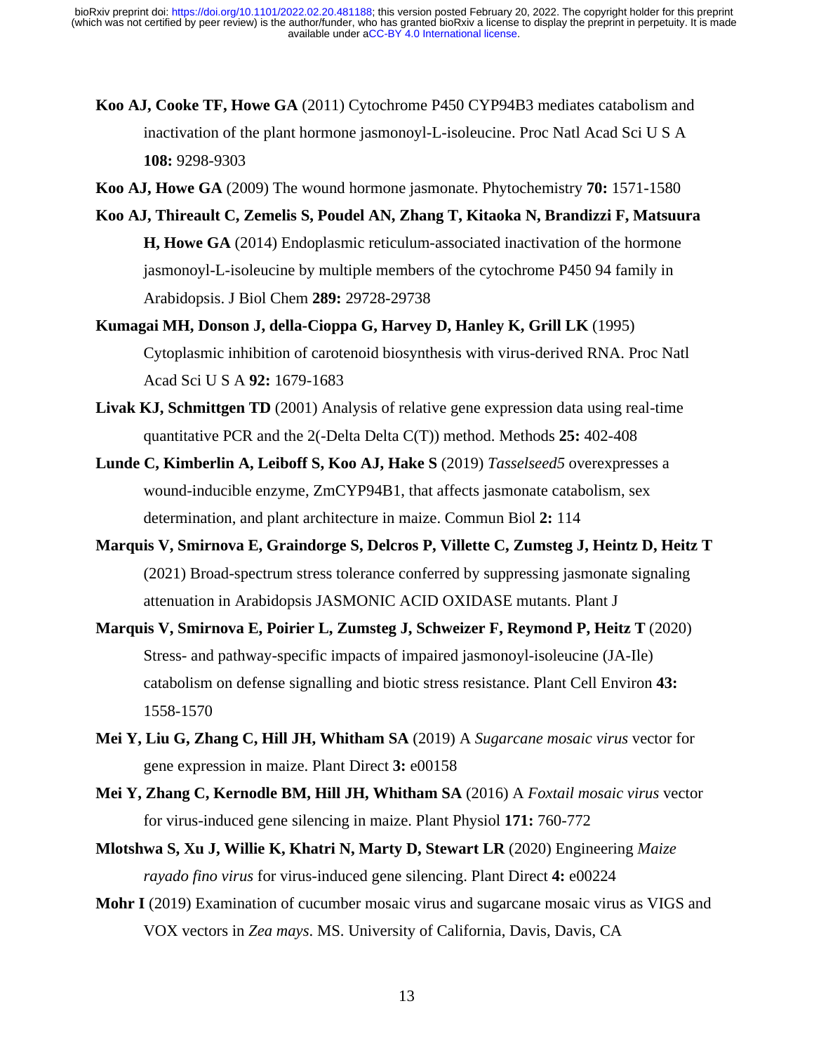**Koo AJ, Cooke TF, Howe GA** (2011) Cytochrome P450 CYP94B3 mediates catabolism and inactivation of the plant hormone jasmonoyl-L-isoleucine. Proc Natl Acad Sci U S A **108:** 9298-9303

**Koo AJ, Howe GA** (2009) The wound hormone jasmonate. Phytochemistry **70:** 1571-1580

**Koo AJ, Thireault C, Zemelis S, Poudel AN, Zhang T, Kitaoka N, Brandizzi F, Matsuura H, Howe GA** (2014) Endoplasmic reticulum-associated inactivation of the hormone jasmonoyl-L-isoleucine by multiple members of the cytochrome P450 94 family in Arabidopsis. J Biol Chem **289:** 29728-29738

**Kumagai MH, Donson J, della-Cioppa G, Harvey D, Hanley K, Grill LK** (1995) Cytoplasmic inhibition of carotenoid biosynthesis with virus-derived RNA. Proc Natl Acad Sci U S A **92:** 1679-1683

**Livak KJ, Schmittgen TD** (2001) Analysis of relative gene expression data using real-time quantitative PCR and the 2(-Delta Delta C(T)) method. Methods **25:** 402-408

**Lunde C, Kimberlin A, Leiboff S, Koo AJ, Hake S** (2019) *Tasselseed5* overexpresses a wound-inducible enzyme, ZmCYP94B1, that affects jasmonate catabolism, sex determination, and plant architecture in maize. Commun Biol **2:** 114

**Marquis V, Smirnova E, Graindorge S, Delcros P, Villette C, Zumsteg J, Heintz D, Heitz T** (2021) Broad-spectrum stress tolerance conferred by suppressing jasmonate signaling attenuation in Arabidopsis JASMONIC ACID OXIDASE mutants. Plant J

**Marquis V, Smirnova E, Poirier L, Zumsteg J, Schweizer F, Reymond P, Heitz T** (2020) Stress- and pathway-specific impacts of impaired jasmonoyl-isoleucine (JA-Ile) catabolism on defense signalling and biotic stress resistance. Plant Cell Environ **43:** 1558-1570

**Mei Y, Liu G, Zhang C, Hill JH, Whitham SA** (2019) A *Sugarcane mosaic virus* vector for gene expression in maize. Plant Direct **3:** e00158

**Mei Y, Zhang C, Kernodle BM, Hill JH, Whitham SA** (2016) A *Foxtail mosaic virus* vector for virus-induced gene silencing in maize. Plant Physiol **171:** 760-772

**Mlotshwa S, Xu J, Willie K, Khatri N, Marty D, Stewart LR** (2020) Engineering *Maize rayado fino virus* for virus-induced gene silencing. Plant Direct **4:** e00224

**Mohr I** (2019) Examination of cucumber mosaic virus and sugarcane mosaic virus as VIGS and VOX vectors in *Zea mays*. MS. University of California, Davis, Davis, CA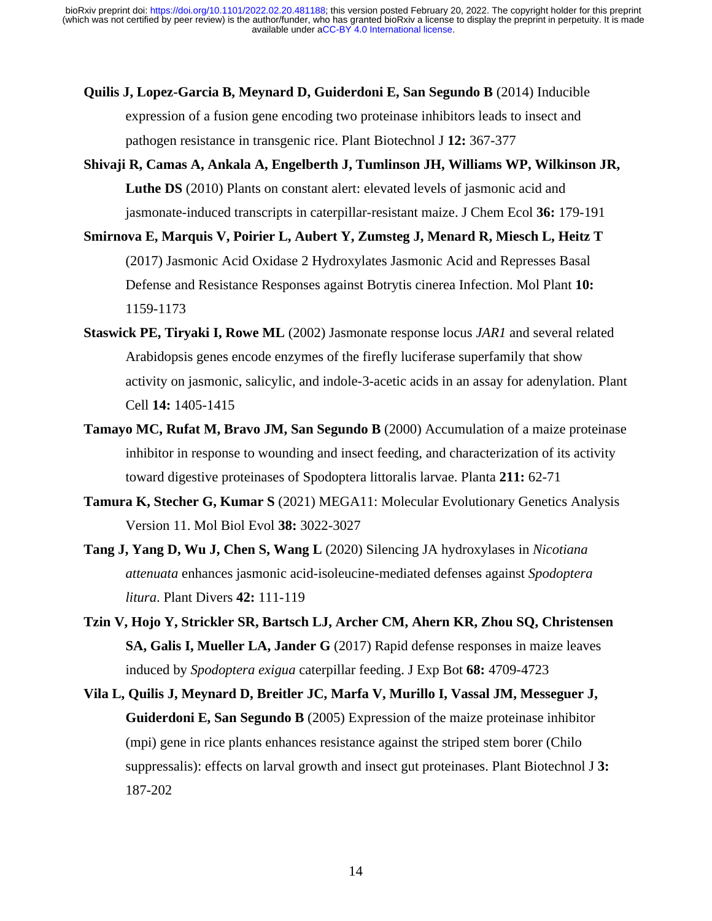**Quilis J, Lopez-Garcia B, Meynard D, Guiderdoni E, San Segundo B** (2014) Inducible expression of a fusion gene encoding two proteinase inhibitors leads to insect and pathogen resistance in transgenic rice. Plant Biotechnol J **12:** 367-377

**Shivaji R, Camas A, Ankala A, Engelberth J, Tumlinson JH, Williams WP, Wilkinson JR, Luthe DS** (2010) Plants on constant alert: elevated levels of jasmonic acid and jasmonate-induced transcripts in caterpillar-resistant maize. J Chem Ecol **36:** 179-191

**Smirnova E, Marquis V, Poirier L, Aubert Y, Zumsteg J, Menard R, Miesch L, Heitz T** (2017) Jasmonic Acid Oxidase 2 Hydroxylates Jasmonic Acid and Represses Basal Defense and Resistance Responses against Botrytis cinerea Infection. Mol Plant **10:** 1159-1173

**Staswick PE, Tiryaki I, Rowe ML** (2002) Jasmonate response locus *JAR1* and several related Arabidopsis genes encode enzymes of the firefly luciferase superfamily that show activity on jasmonic, salicylic, and indole-3-acetic acids in an assay for adenylation. Plant Cell **14:** 1405-1415

**Tamayo MC, Rufat M, Bravo JM, San Segundo B** (2000) Accumulation of a maize proteinase inhibitor in response to wounding and insect feeding, and characterization of its activity toward digestive proteinases of Spodoptera littoralis larvae. Planta **211:** 62-71

**Tamura K, Stecher G, Kumar S** (2021) MEGA11: Molecular Evolutionary Genetics Analysis Version 11. Mol Biol Evol **38:** 3022-3027

**Tang J, Yang D, Wu J, Chen S, Wang L** (2020) Silencing JA hydroxylases in *Nicotiana attenuata* enhances jasmonic acid-isoleucine-mediated defenses against *Spodoptera litura*. Plant Divers **42:** 111-119

**Tzin V, Hojo Y, Strickler SR, Bartsch LJ, Archer CM, Ahern KR, Zhou SQ, Christensen SA, Galis I, Mueller LA, Jander G** (2017) Rapid defense responses in maize leaves induced by *Spodoptera exigua* caterpillar feeding. J Exp Bot **68:** 4709-4723

**Vila L, Quilis J, Meynard D, Breitler JC, Marfa V, Murillo I, Vassal JM, Messeguer J, Guiderdoni E, San Segundo B** (2005) Expression of the maize proteinase inhibitor (mpi) gene in rice plants enhances resistance against the striped stem borer (Chilo suppressalis): effects on larval growth and insect gut proteinases. Plant Biotechnol J **3:** 187-202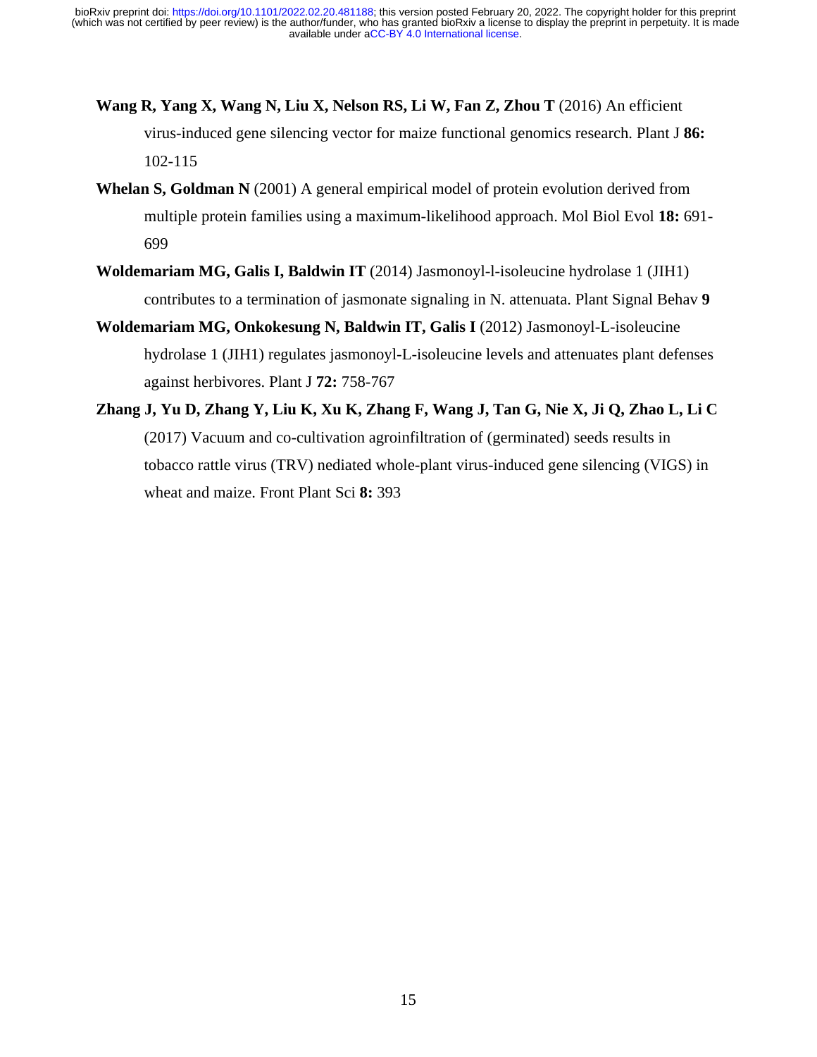**Wang R, Yang X, Wang N, Liu X, Nelson RS, Li W, Fan Z, Zhou T** (2016) An efficient virus-induced gene silencing vector for maize functional genomics research. Plant J **86:** 102-115

**Whelan S, Goldman N** (2001) A general empirical model of protein evolution derived from multiple protein families using a maximum-likelihood approach. Mol Biol Evol **18:** 691-699

**Woldemariam MG, Galis I, Baldwin IT** (2014) Jasmonoyl-l-isoleucine hydrolase 1 (JIH1) contributes to a termination of jasmonate signaling in N. attenuata. Plant Signal Behav **9**

**Woldemariam MG, Onkokesung N, Baldwin IT, Galis I** (2012) Jasmonoyl-L-isoleucine hydrolase 1 (JIH1) regulates jasmonoyl-L-isoleucine levels and attenuates plant defenses against herbivores. Plant J **72:** 758-767

**Zhang J, Yu D, Zhang Y, Liu K, Xu K, Zhang F, Wang J, Tan G, Nie X, Ji Q, Zhao L, Li C** (2017) Vacuum and co-cultivation agroinfiltration of (germinated) seeds results in tobacco rattle virus (TRV) nediated whole-plant virus-induced gene silencing (VIGS) in wheat and maize. Front Plant Sci **8:** 393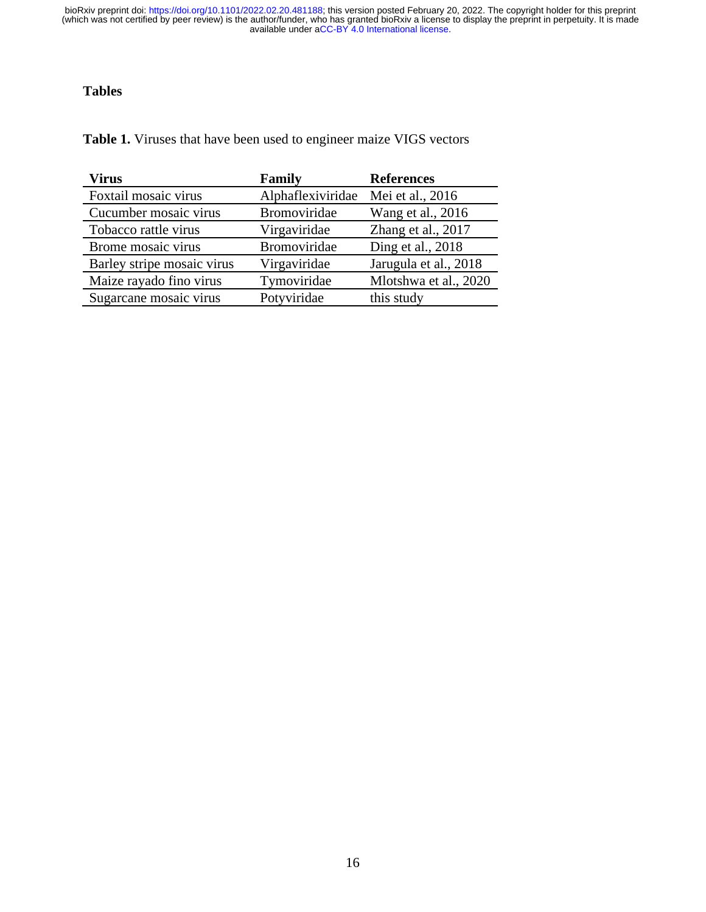# Tables

**Table 1.** Viruses that have been used to engineer maize VIGS vectors

| Virus | Family | References |
|---|---|---|
| Foxtail mosaic virus | Alphaflexiviridae | Mei et al., 2016 |
| Cucumber mosaic virus | Bromoviridae | Wang et al., 2016 |
| Tobacco rattle virus | Virgaviridae | Zhang et al., 2017 |
| Brome mosaic virus | Bromoviridae | Ding et al., 2018 |
| Barley stripe mosaic virus | Virgaviridae | Jarugula et al., 2018 |
| Maize rayado fino virus | Tymoviridae | Mlotshwa et al., 2020 |
| Sugarcane mosaic virus | Potyviridae | this study |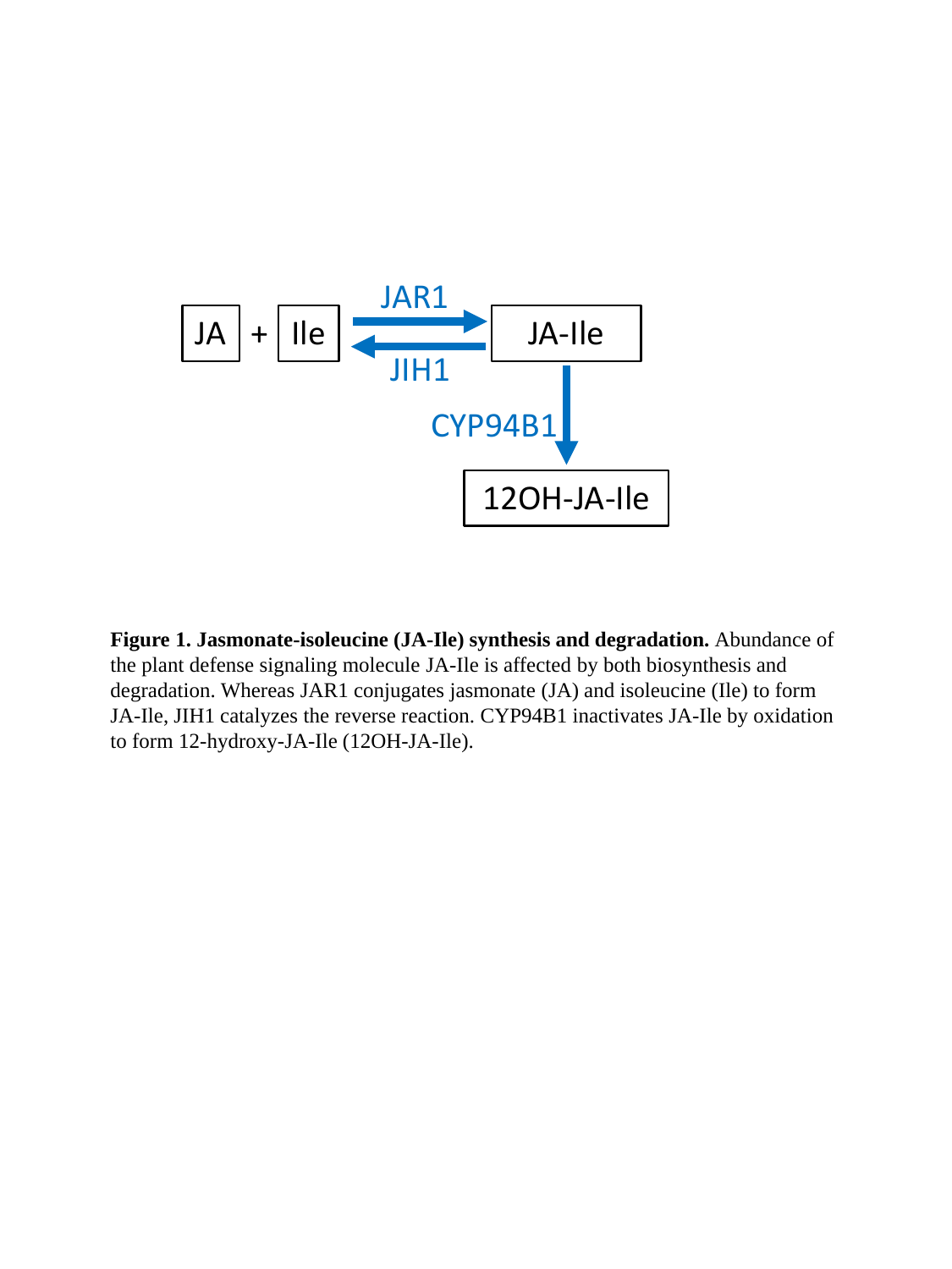**Figure 1. Jasmonate-isoleucine (JA-Ile) synthesis and degradation.** Abundance of the plant defense signaling molecule JA-Ile is affected by both biosynthesis and degradation. Whereas JAR1 conjugates jasmonate (JA) and isoleucine (Ile) to form JA-Ile, JIH1 catalyzes the reverse reaction. CYP94B1 inactivates JA-Ile by oxidation to form 12-hydroxy-JA-Ile (12OH-JA-Ile).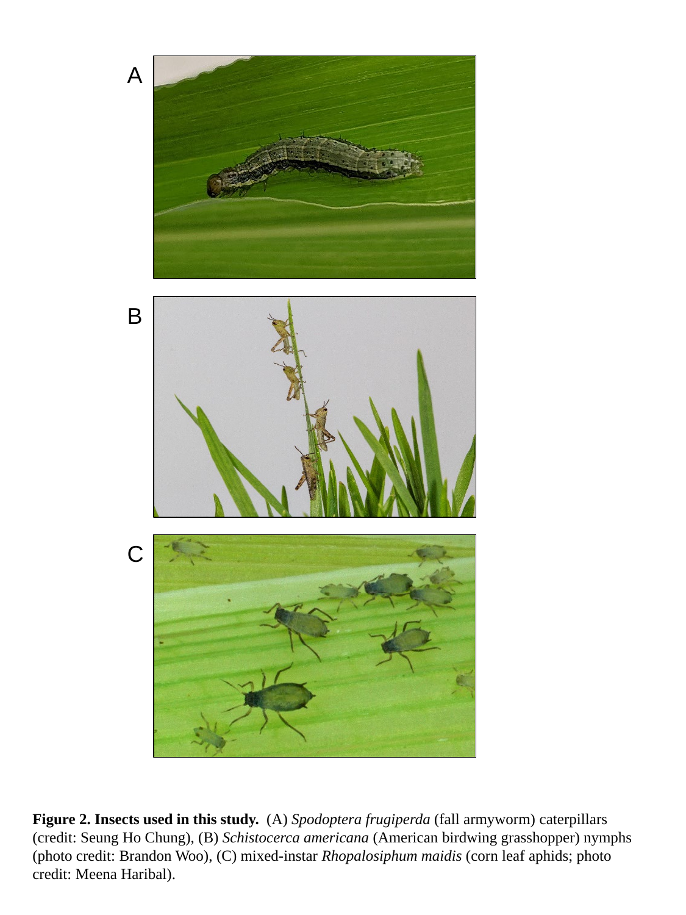**Figure 2. Insects used in this study.** (A) *Spodoptera frugiperda* (fall armyworm) caterpillars (credit: Seung Ho Chung), (B) *Schistocerca americana* (American birdwing grasshopper) nymphs (photo credit: Brandon Woo), (C) mixed-instar *Rhopalosiphum maidis* (corn leaf aphids; photo credit: Meena Haribal).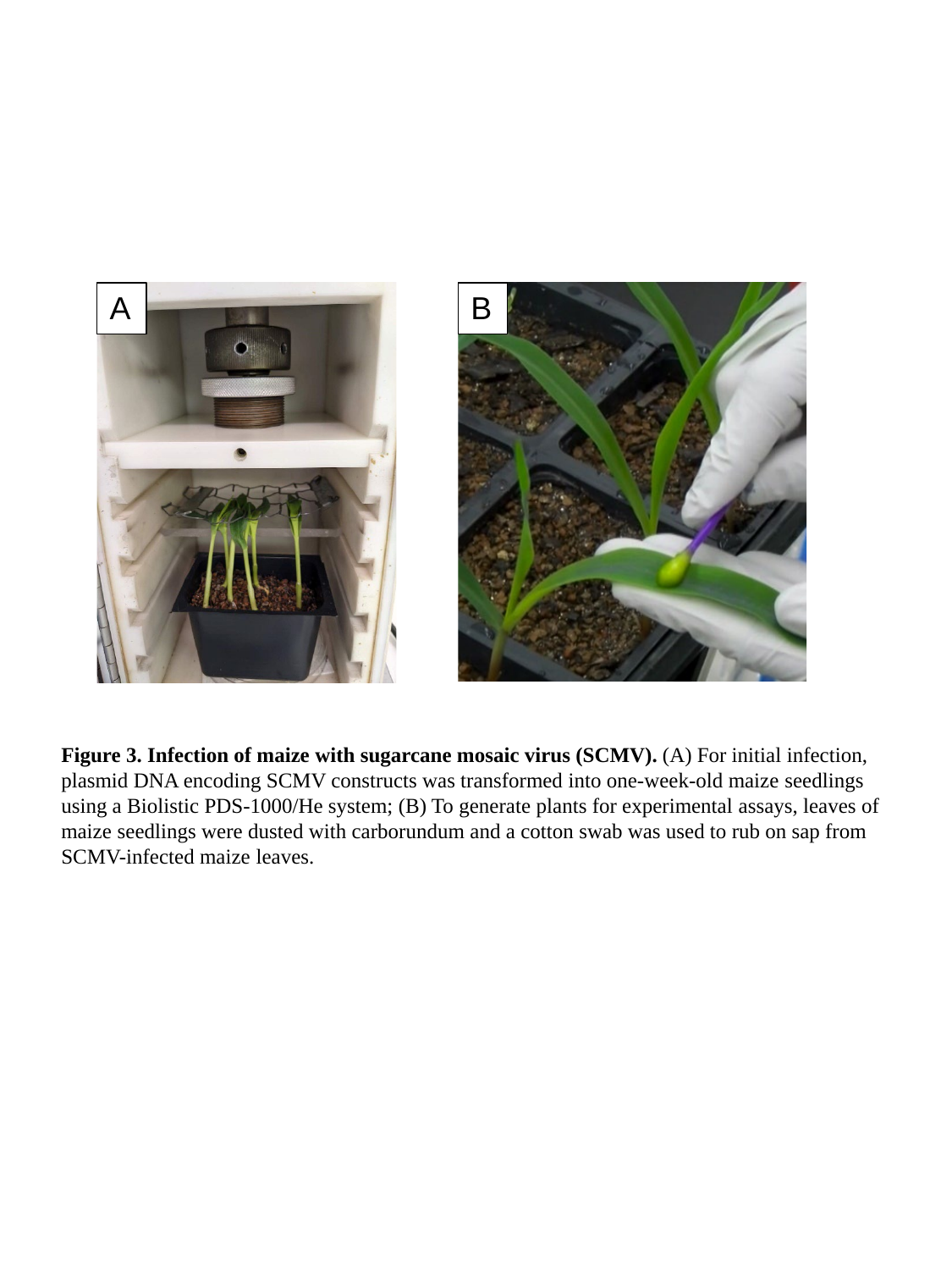**Figure 3. Infection of maize with sugarcane mosaic virus (SCMV).** (A) For initial infection, plasmid DNA encoding SCMV constructs was transformed into one-week-old maize seedlings using a Biolistic PDS-1000/He system; (B) To generate plants for experimental assays, leaves of maize seedlings were dusted with carborundum and a cotton swab was used to rub on sap from SCMV-infected maize leaves.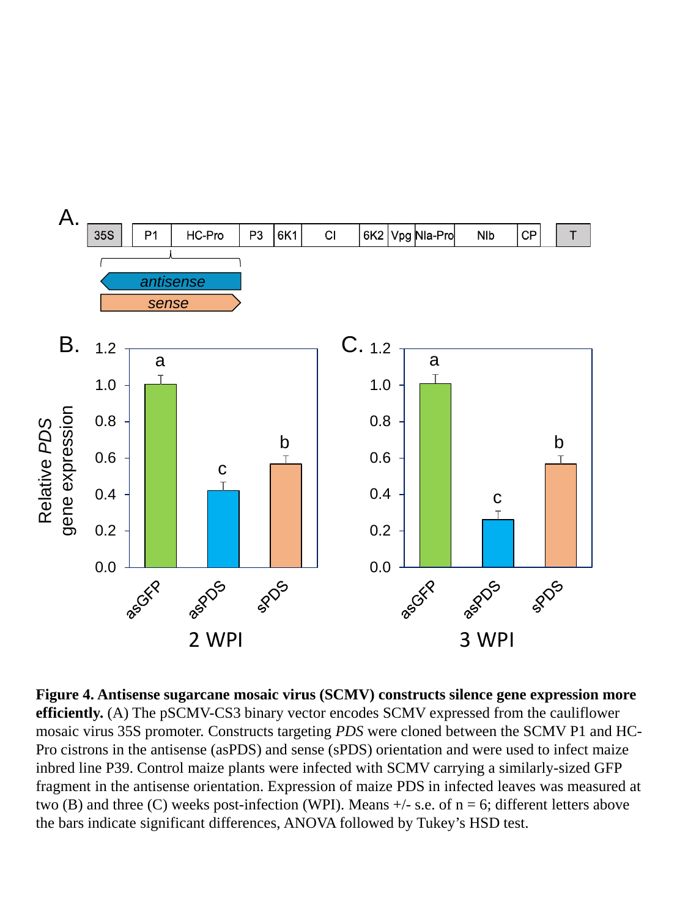**Figure 4. Antisense sugarcane mosaic virus (SCMV) constructs silence gene expression more efficiently.** (A) The pSCMV-CS3 binary vector encodes SCMV expressed from the cauliflower mosaic virus 35S promoter. Constructs targeting *PDS* were cloned between the SCMV P1 and HC-Pro cistrons in the antisense (asPDS) and sense (sPDS) orientation and were used to infect maize inbred line P39. Control maize plants were infected with SCMV carrying a similarly-sized GFP fragment in the antisense orientation. Expression of maize PDS in infected leaves was measured at two (B) and three (C) weeks post-infection (WPI). Means +/- s.e. of n = 6; different letters above the bars indicate significant differences, ANOVA followed by Tukey's HSD test.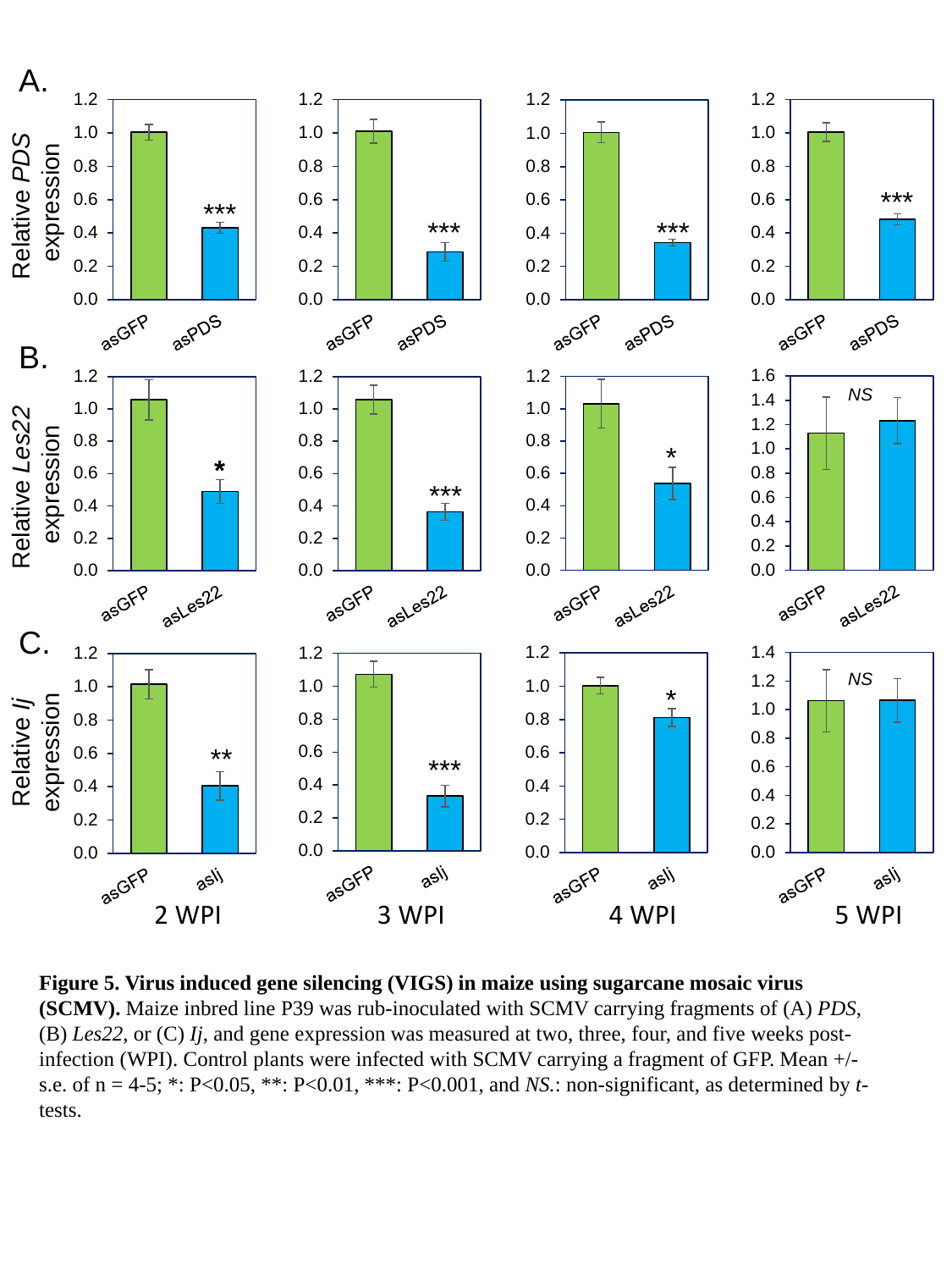**Figure 5. Virus induced gene silencing (VIGS) in maize using sugarcane mosaic virus (SCMV).** Maize inbred line P39 was rub-inoculated with SCMV carrying fragments of (A) *PDS*, (B) *Les22*, or (C) *Ij*, and gene expression was measured at two, three, four, and five weeks post-infection (WPI). Control plants were infected with SCMV carrying a fragment of GFP. Mean +/- s.e. of n = 4-5; *: P<0.05, **: P<0.01, ***: P<0.001, and *NS*.: non-significant, as determined by *t*-tests.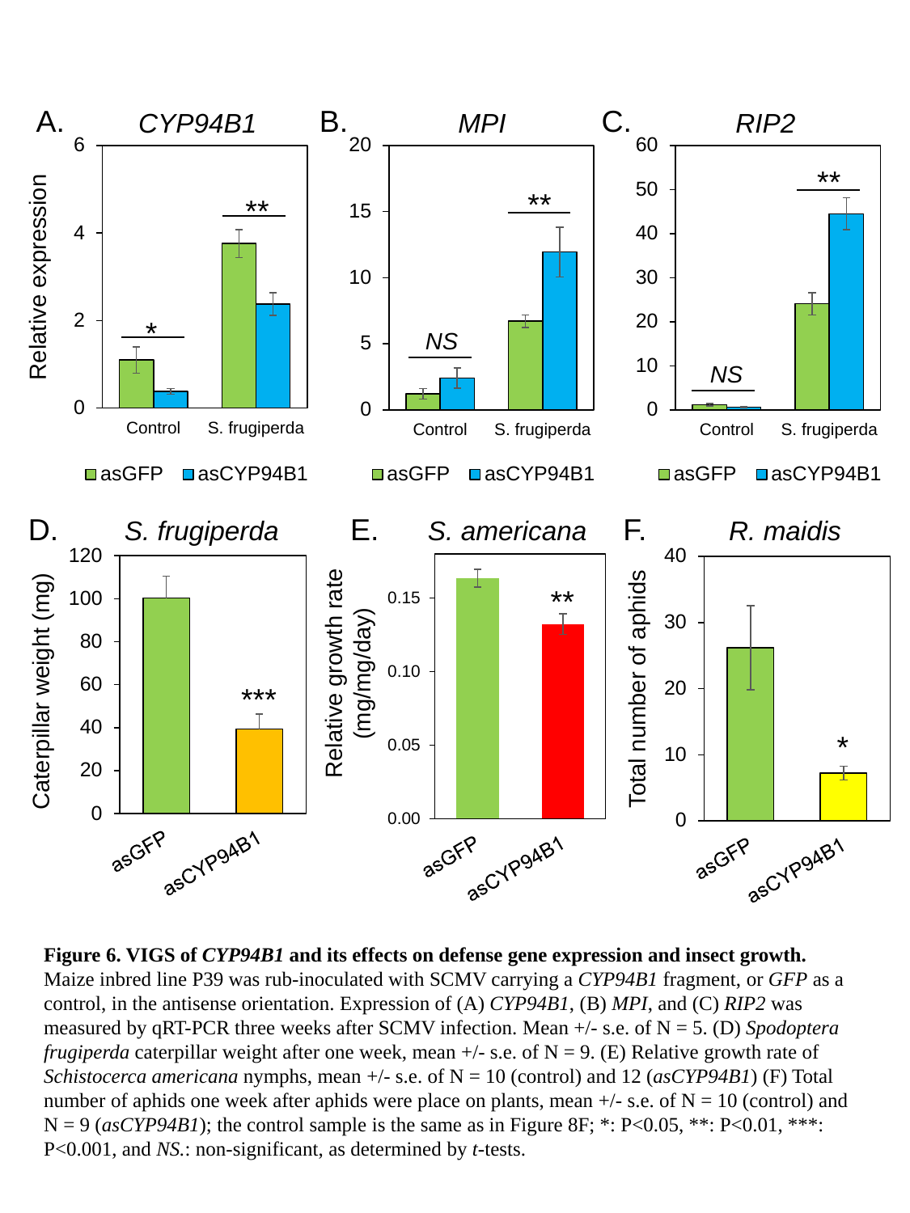**Figure 6. VIGS of *CYP94B1* and its effects on defense gene expression and insect growth.** Maize inbred line P39 was rub-inoculated with SCMV carrying a *CYP94B1* fragment, or *GFP* as a control, in the antisense orientation. Expression of (A) *CYP94B1*, (B) *MPI*, and (C) *RIP2* was measured by qRT-PCR three weeks after SCMV infection. Mean +/- s.e. of N = 5. (D) *Spodoptera frugiperda* caterpillar weight after one week, mean +/- s.e. of N = 9. (E) Relative growth rate of *Schistocerca americana* nymphs, mean +/- s.e. of N = 10 (control) and 12 (*asCYP94B1*) (F) Total number of aphids one week after aphids were place on plants, mean +/- s.e. of N = 10 (control) and N = 9 (*asCYP94B1*); the control sample is the same as in Figure 8F; *: P<0.05, **: P<0.01, ***: P<0.001, and *NS.*: non-significant, as determined by *t*-tests.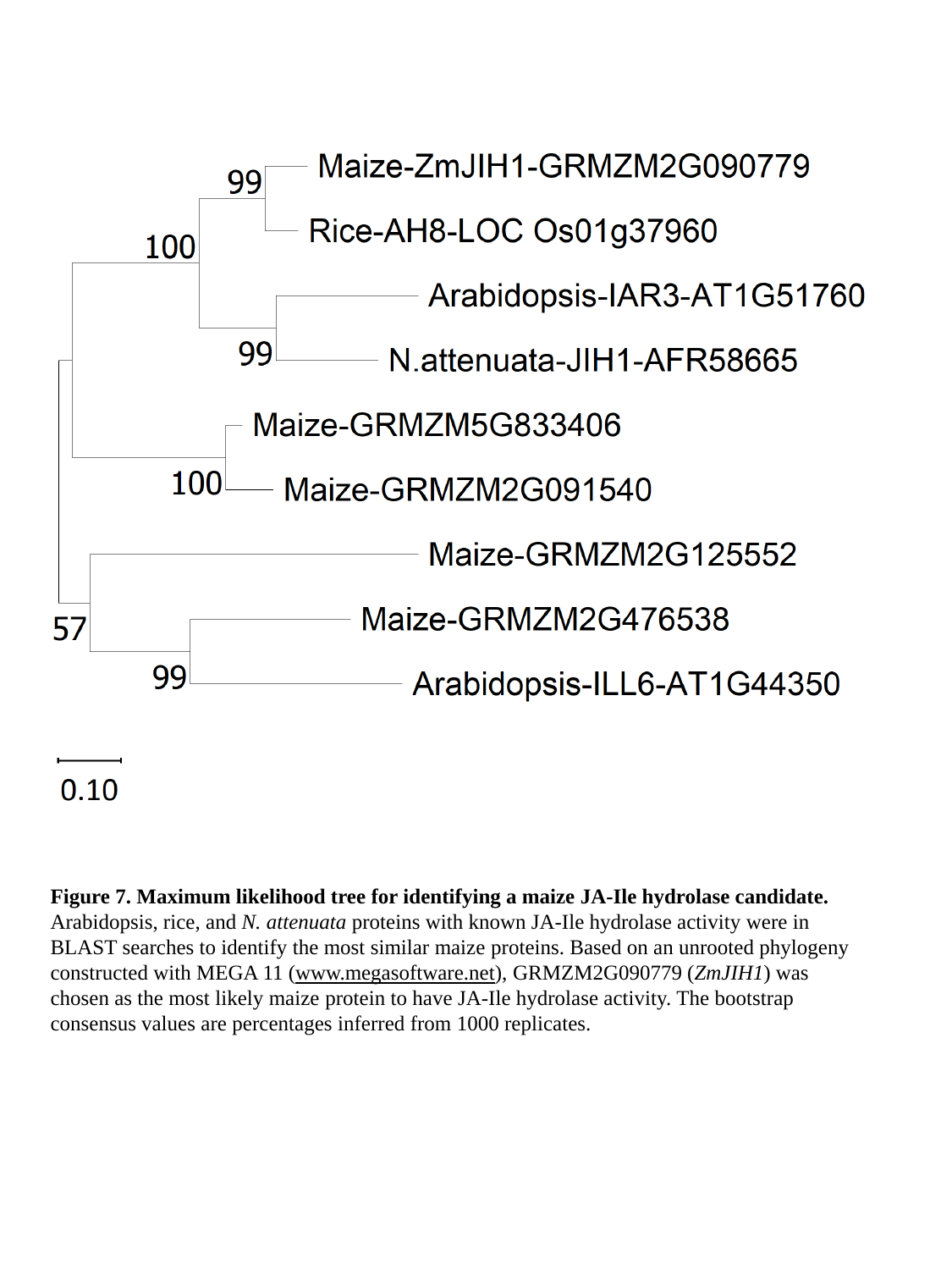**Figure 7. Maximum likelihood tree for identifying a maize JA-Ile hydrolase candidate.** Arabidopsis, rice, and *N. attenuata* proteins with known JA-Ile hydrolase activity were in BLAST searches to identify the most similar maize proteins. Based on an unrooted phylogeny constructed with MEGA 11 (www.megasoftware.net), GRMZM2G090779 (*ZmJIH1*) was chosen as the most likely maize protein to have JA-Ile hydrolase activity. The bootstrap consensus values are percentages inferred from 1000 replicates.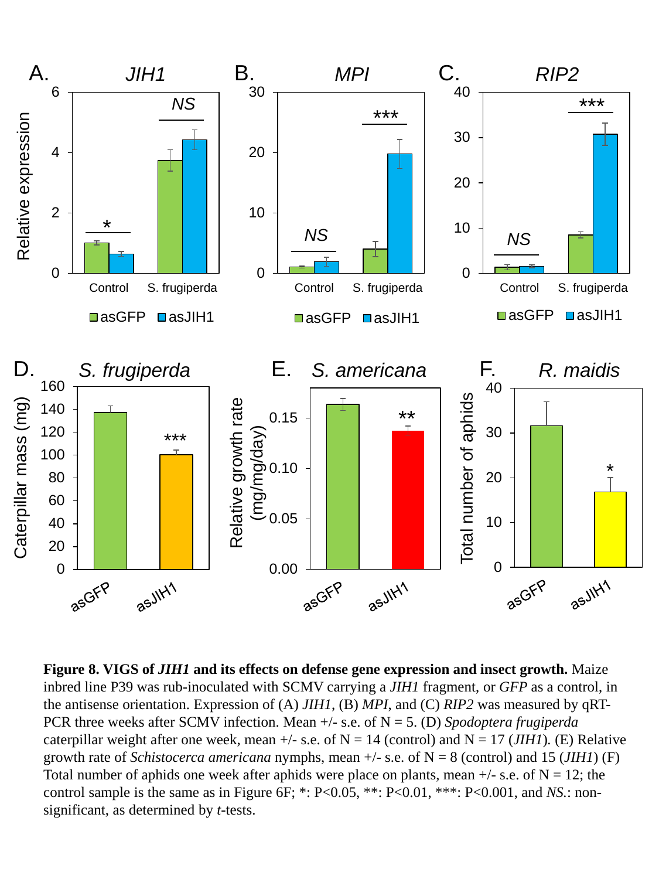**Figure 8. VIGS of *JIH1* and its effects on defense gene expression and insect growth.** Maize inbred line P39 was rub-inoculated with SCMV carrying a *JIH1* fragment, or *GFP* as a control, in the antisense orientation. Expression of (A) *JIH1*, (B) *MPI*, and (C) *RIP2* was measured by qRT-PCR three weeks after SCMV infection. Mean +/- s.e. of N = 5. (D) *Spodoptera frugiperda* caterpillar weight after one week, mean +/- s.e. of N = 14 (control) and N = 17 (*JIH1*). (E) Relative growth rate of *Schistocerca americana* nymphs, mean +/- s.e. of N = 8 (control) and 15 (*JIH1*) (F) Total number of aphids one week after aphids were place on plants, mean +/- s.e. of N = 12; the control sample is the same as in Figure 6F; *: P<0.05, **: P<0.01, ***: P<0.001, and *NS.*: non-significant, as determined by *t*-tests.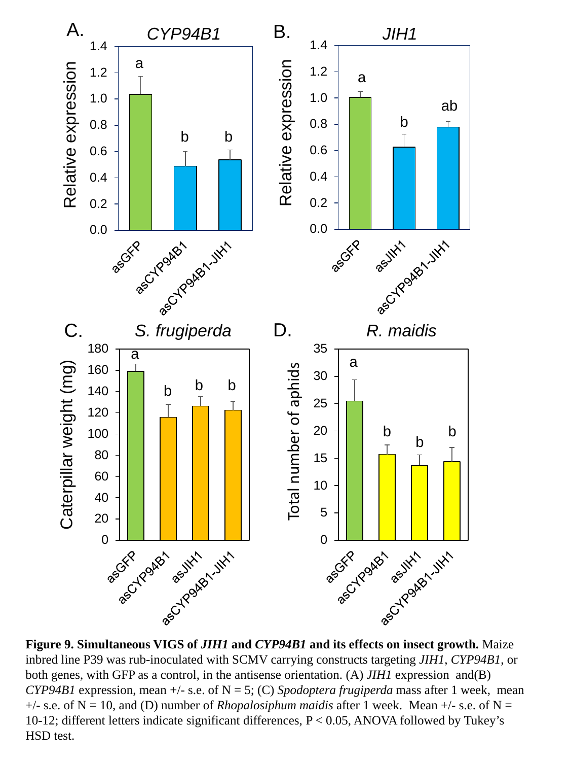A.

*CYP94B1*

Relative expression

1.4
1.2
1.0
0.8
0.6
0.4
0.2
0.0

a
b
b

asGFP
asCYP94B1
asCYP94B1-JIH1

B.

*JIH1*

Relative expression

1.4
1.2
1.0
0.8
0.6
0.4
0.2
0.0

a
b
ab

asGFP
asJIH1
asCYP94B1-JIH1

C.

*S. frugiperda*

Caterpillar weight (mg)

180
160
140
120
100
80
60
40
20
0

a
b
b
b

asGFP
asCYP94B1
asJIH1
asCYP94B1-JIH1

D.

*R. maidis*

Total number of aphids

35
30
25
20
15
10
5
0

a
b
b
b

asGFP
asCYP94B1
asJIH1
asCYP94B1-JIH1

**Figure 9. Simultaneous VIGS of *JIH1* and *CYP94B1* and its effects on insect growth.** Maize inbred line P39 was rub-inoculated with SCMV carrying constructs targeting *JIH1*, *CYP94B1*, or both genes, with GFP as a control, in the antisense orientation. (A) *JIH1* expression and(B) *CYP94B1* expression, mean +/- s.e. of N = 5; (C) *Spodoptera frugiperda* mass after 1 week, mean +/- s.e. of N = 10, and (D) number of *Rhopalosiphum maidis* after 1 week. Mean +/- s.e. of N = 10-12; different letters indicate significant differences, $P < 0.05$, ANOVA followed by Tukey's HSD test.